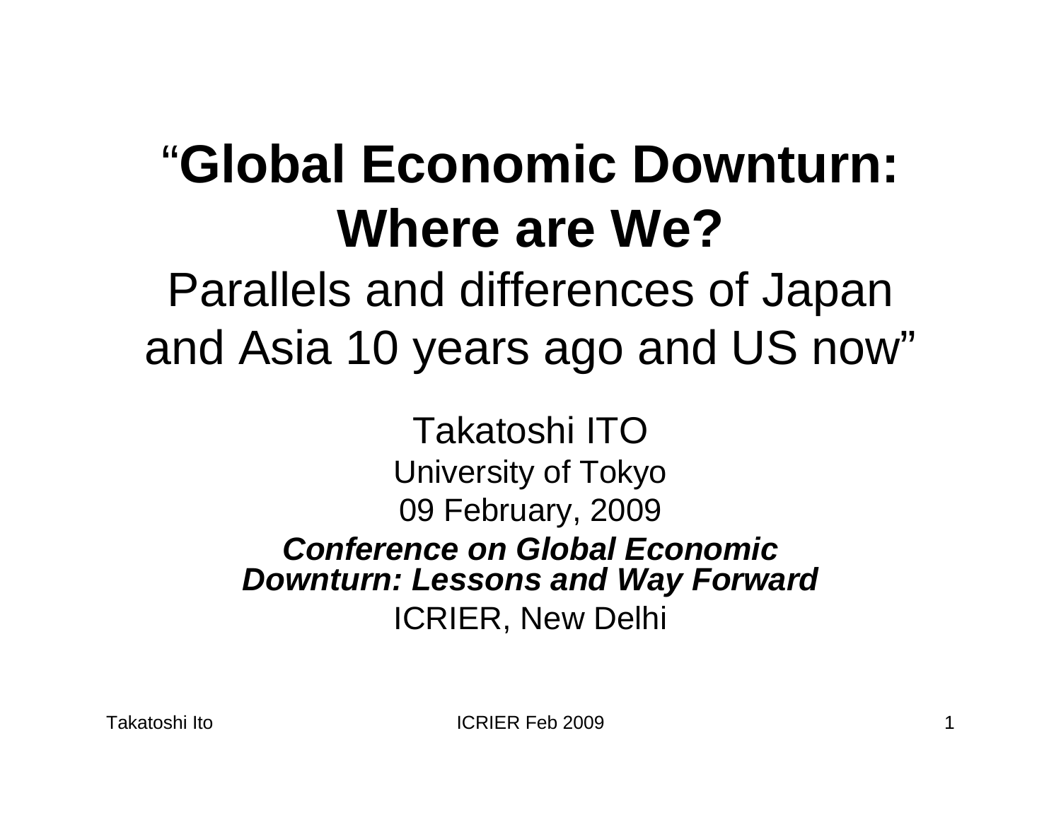# "Global Economic Downturn: Where are We?

Parallels and differences of Japan and Asia 10 years ago and US now"

Takatoshi ITO

University of Tokyo

09 February, 2009

***Conference on Global Economic Downturn: Lessons and Way Forward***

ICRIER, New Delhi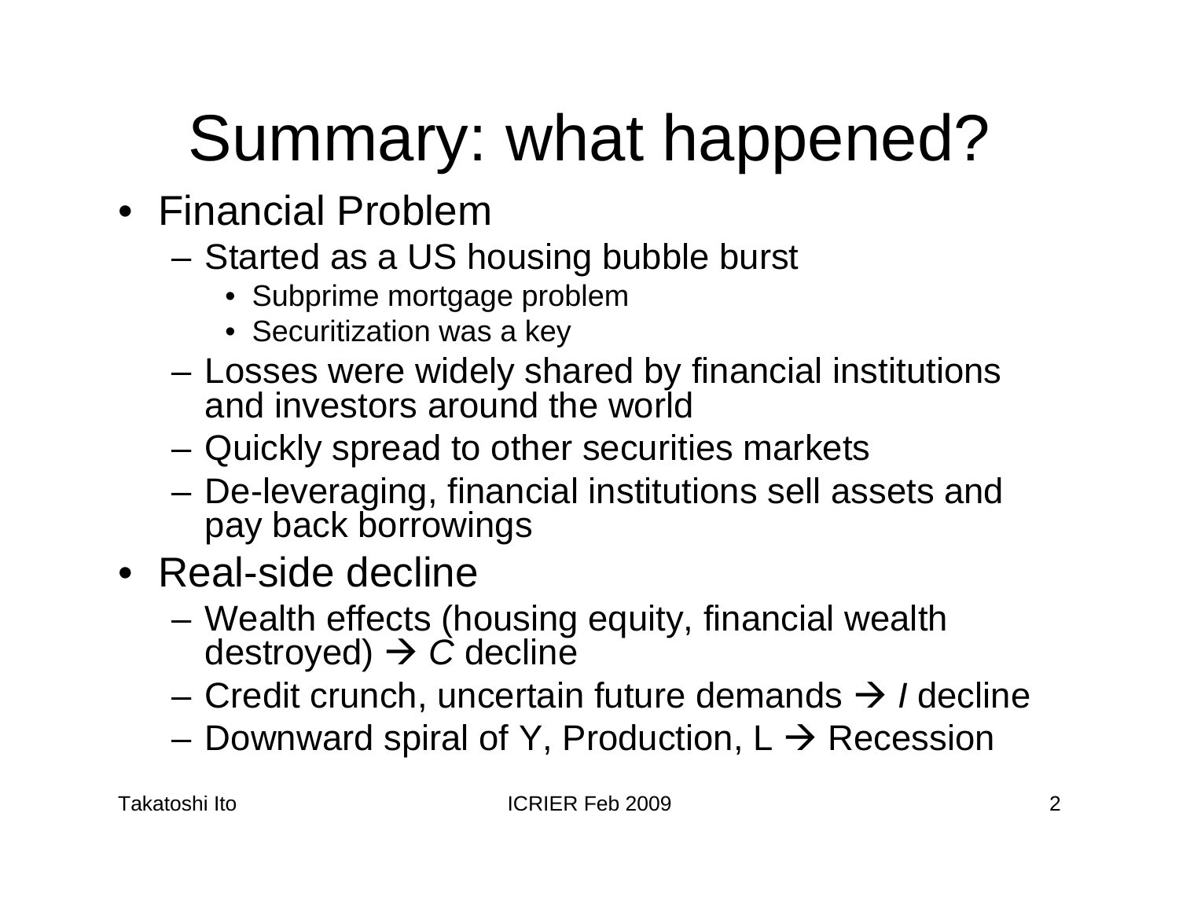# Summary: what happened?

- Financial Problem
  - Started as a US housing bubble burst
    - Subprime mortgage problem
    - Securitization was a key
  - Losses were widely shared by financial institutions and investors around the world
  - Quickly spread to other securities markets
  - De-leveraging, financial institutions sell assets and pay back borrowings
- Real-side decline
  - Wealth effects (housing equity, financial wealth destroyed) → *C* decline
  - Credit crunch, uncertain future demands → *I* decline
  - Downward spiral of Y, Production, L → Recession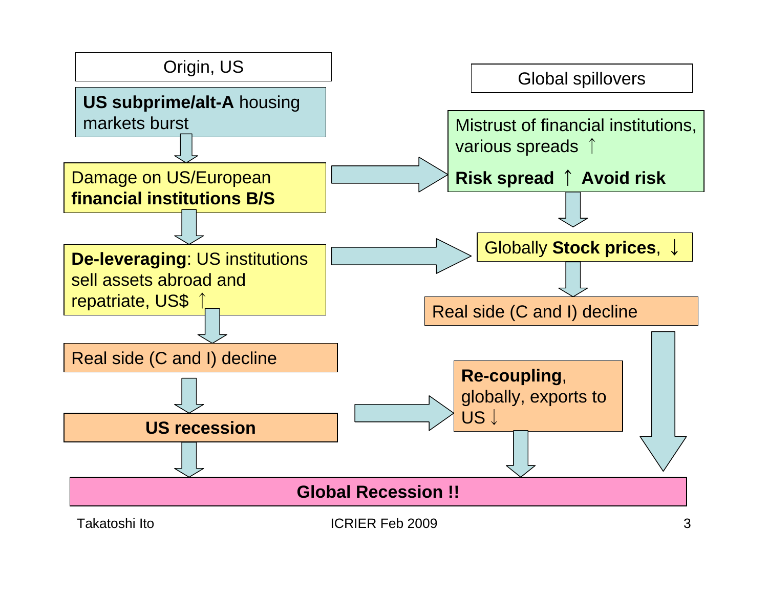**Origin, US**

**US subprime/alt-A** housing markets burst

↓

Damage on US/European **financial institutions B/S**

↓

**De-leveraging**: US institutions sell assets abroad and repatriate, US$ ↑

↓

Real side (C and I) decline

↓

**US recession**

**Global spillovers**

Mistrust of financial institutions, various spreads ↑

**Risk spread ↑ Avoid risk**

↓

Globally **Stock prices**, ↓

↓

Real side (C and I) decline

**Re-coupling**, globally, exports to US ↓

↓

**Global Recession !!**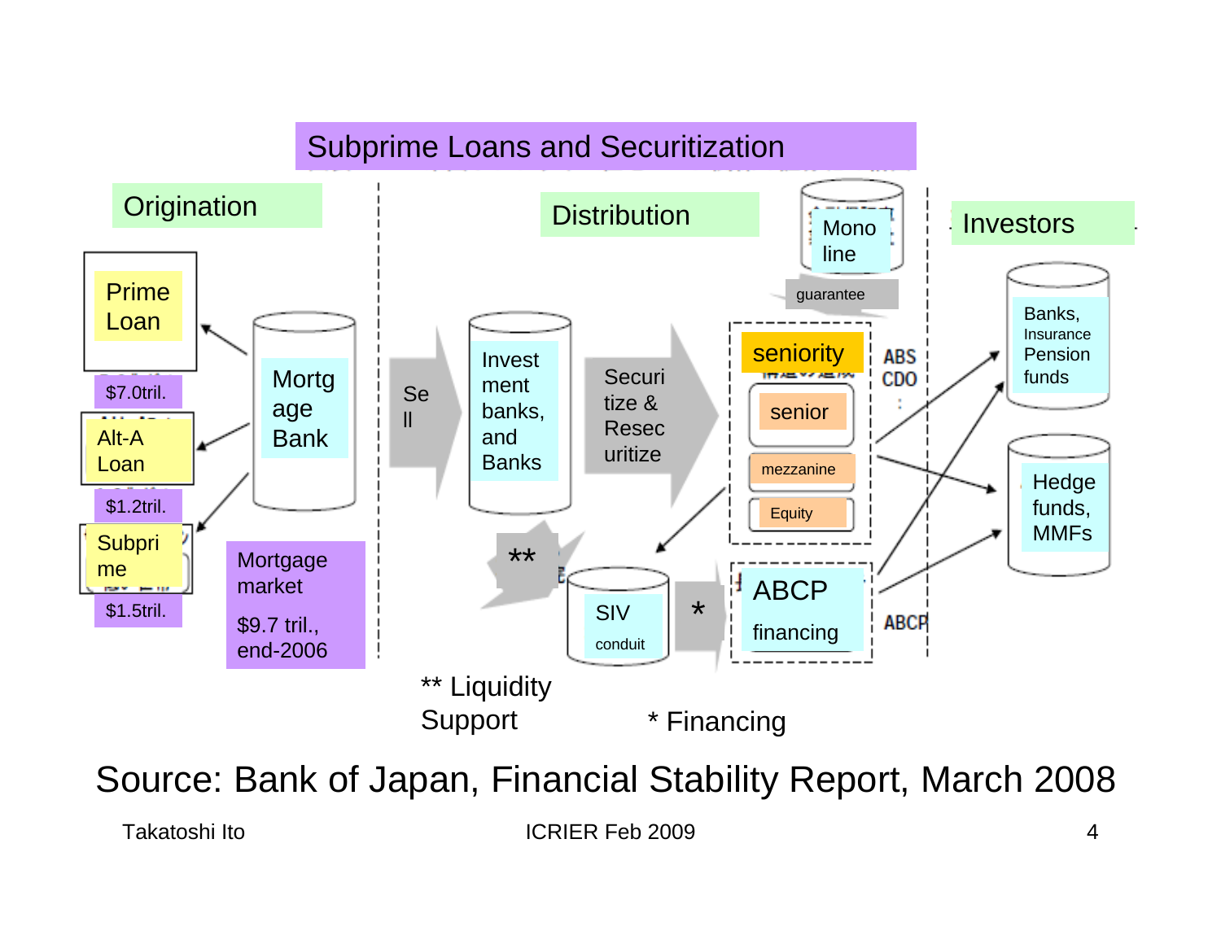# Subprime Loans and Securitization

## Origination

- Prime Loan — $7.0tril.
- Alt-A Loan — $1.2tril.
- Subprime — $1.5tril.

Mortgage Bank

Mortgage market $9.7 tril., end-2006

## Distribution

Sell → Investment banks, and Banks → Securitize & Resecuritize

Mono line — guarantee

seniority
- senior
- mezzanine
- Equity

ABS CDO :

SIV conduit * ABCP financing

ABCP

** Liquidity Support

* Financing

## Investors

- Banks, Insurance Pension funds
- Hedge funds, MMFs

Source: Bank of Japan, Financial Stability Report, March 2008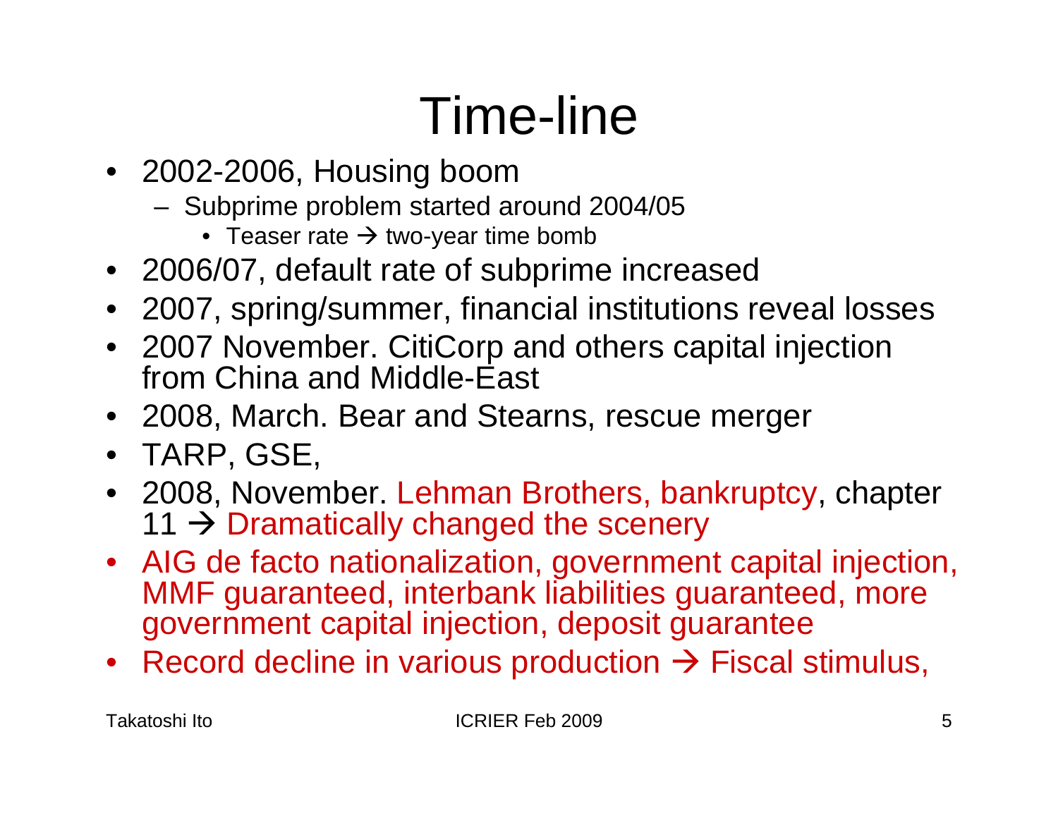# Time-line

- 2002-2006, Housing boom
  - Subprime problem started around 2004/05
    - Teaser rate → two-year time bomb
- 2006/07, default rate of subprime increased
- 2007, spring/summer, financial institutions reveal losses
- 2007 November. CitiCorp and others capital injection from China and Middle-East
- 2008, March. Bear and Stearns, rescue merger
- TARP, GSE,
- 2008, November. Lehman Brothers, bankruptcy, chapter 11 → Dramatically changed the scenery
- AIG de facto nationalization, government capital injection, MMF guaranteed, interbank liabilities guaranteed, more government capital injection, deposit guarantee
- Record decline in various production → Fiscal stimulus,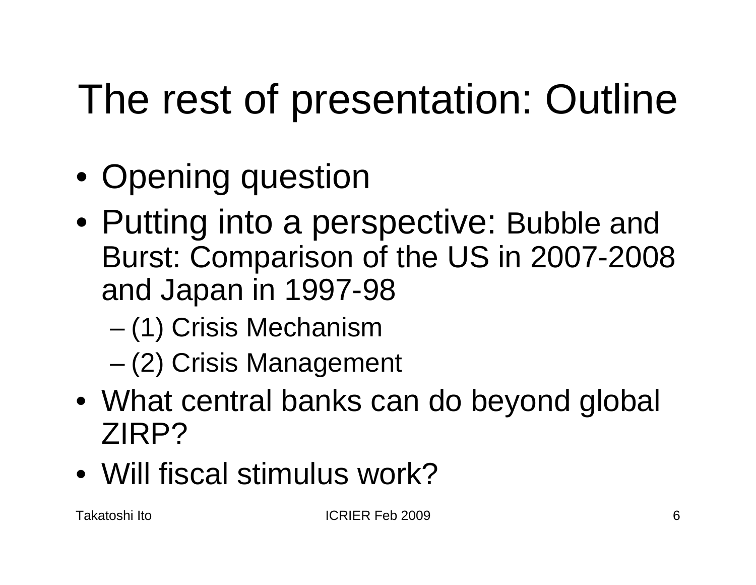# The rest of presentation: Outline

- Opening question
- Putting into a perspective: Bubble and Burst: Comparison of the US in 2007-2008 and Japan in 1997-98
  - (1) Crisis Mechanism
  - (2) Crisis Management
- What central banks can do beyond global ZIRP?
- Will fiscal stimulus work?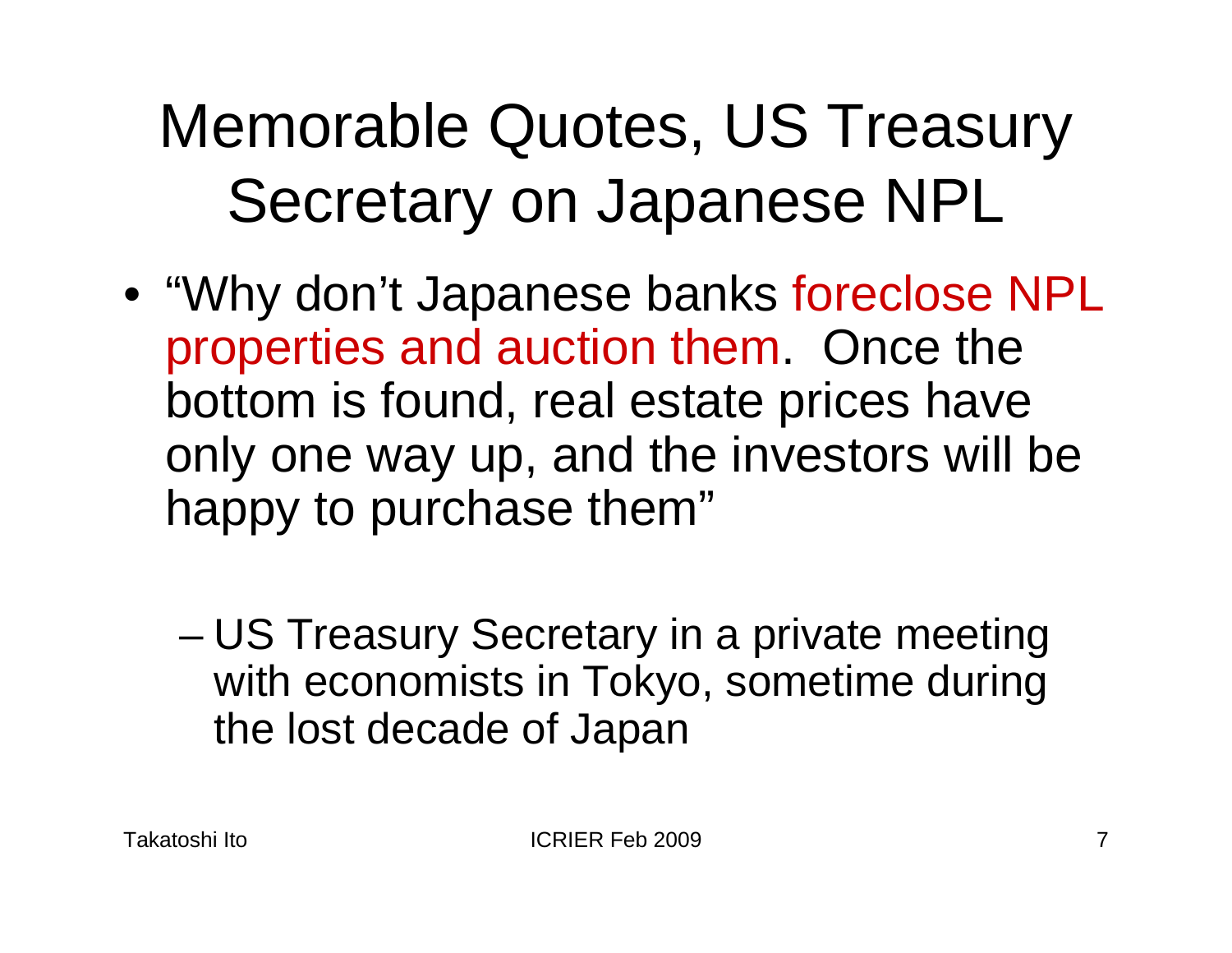# Memorable Quotes, US Treasury Secretary on Japanese NPL

- "Why don't Japanese banks foreclose NPL properties and auction them. Once the bottom is found, real estate prices have only one way up, and the investors will be happy to purchase them"
  - US Treasury Secretary in a private meeting with economists in Tokyo, sometime during the lost decade of Japan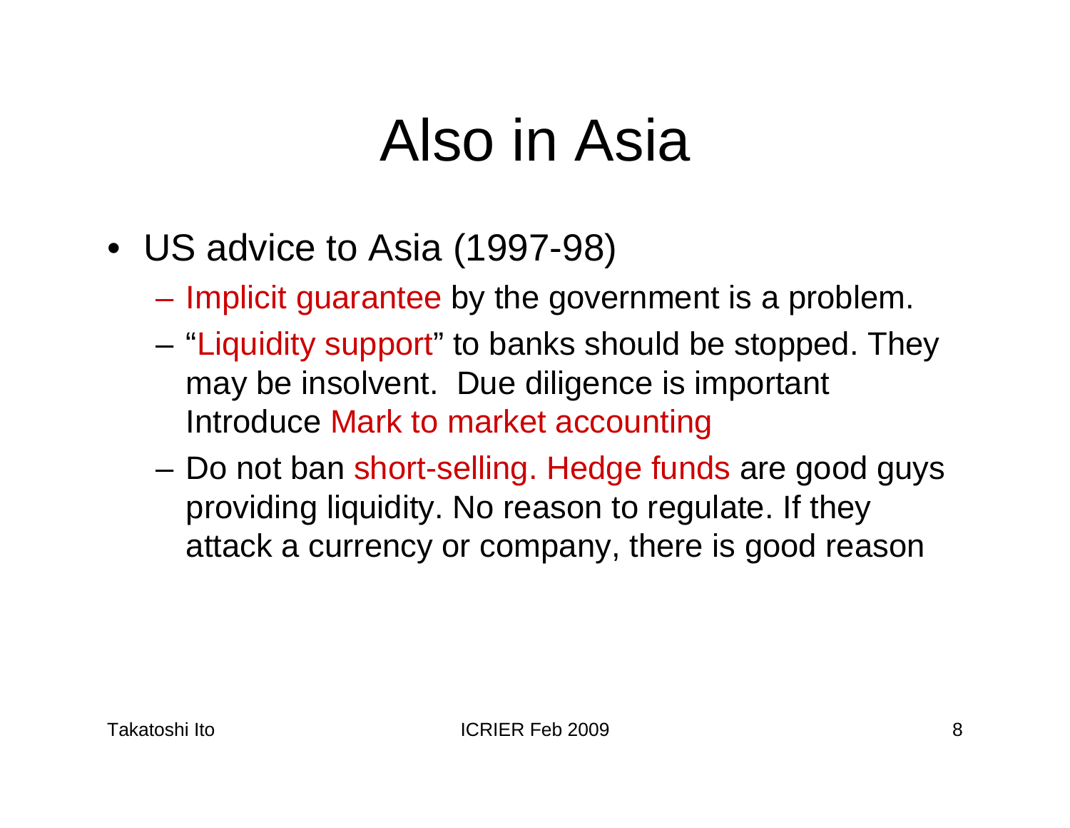# Also in Asia

- US advice to Asia (1997-98)
  - Implicit guarantee by the government is a problem.
  - "Liquidity support" to banks should be stopped. They may be insolvent. Due diligence is important Introduce Mark to market accounting
  - Do not ban short-selling. Hedge funds are good guys providing liquidity. No reason to regulate. If they attack a currency or company, there is good reason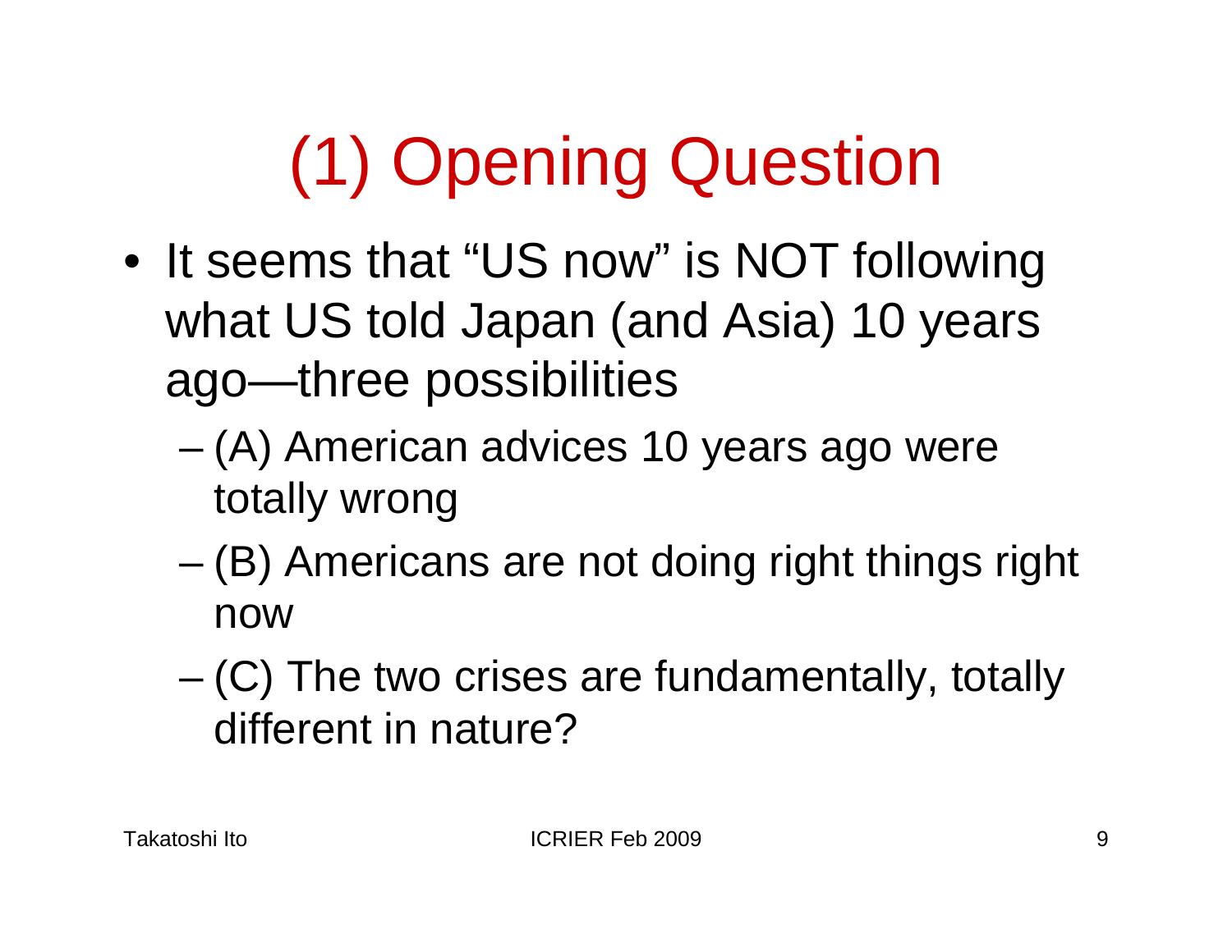# (1) Opening Question

- It seems that "US now" is NOT following what US told Japan (and Asia) 10 years ago—three possibilities
  - (A) American advices 10 years ago were totally wrong
  - (B) Americans are not doing right things right now
  - (C) The two crises are fundamentally, totally different in nature?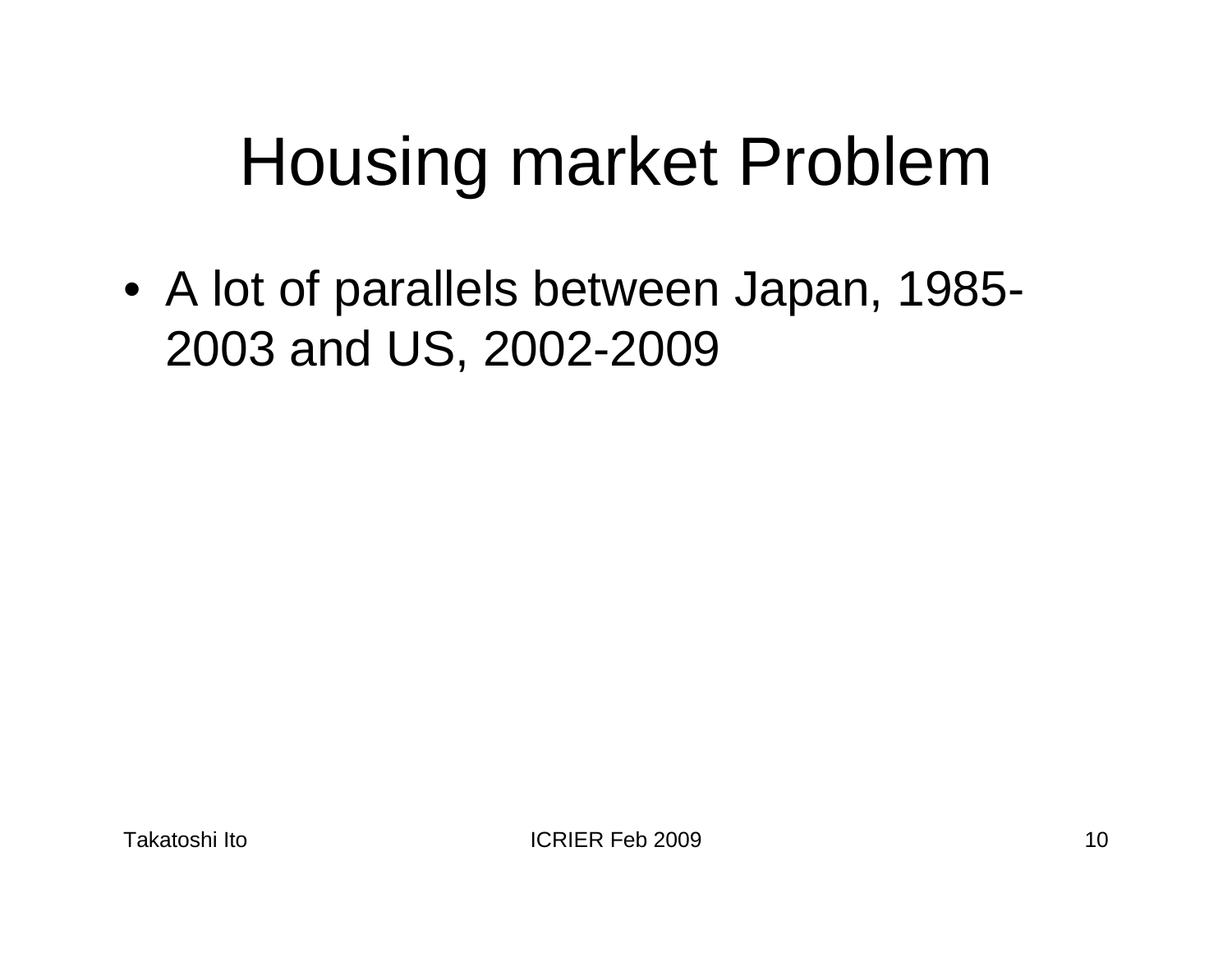# Housing market Problem

- A lot of parallels between Japan, 1985-2003 and US, 2002-2009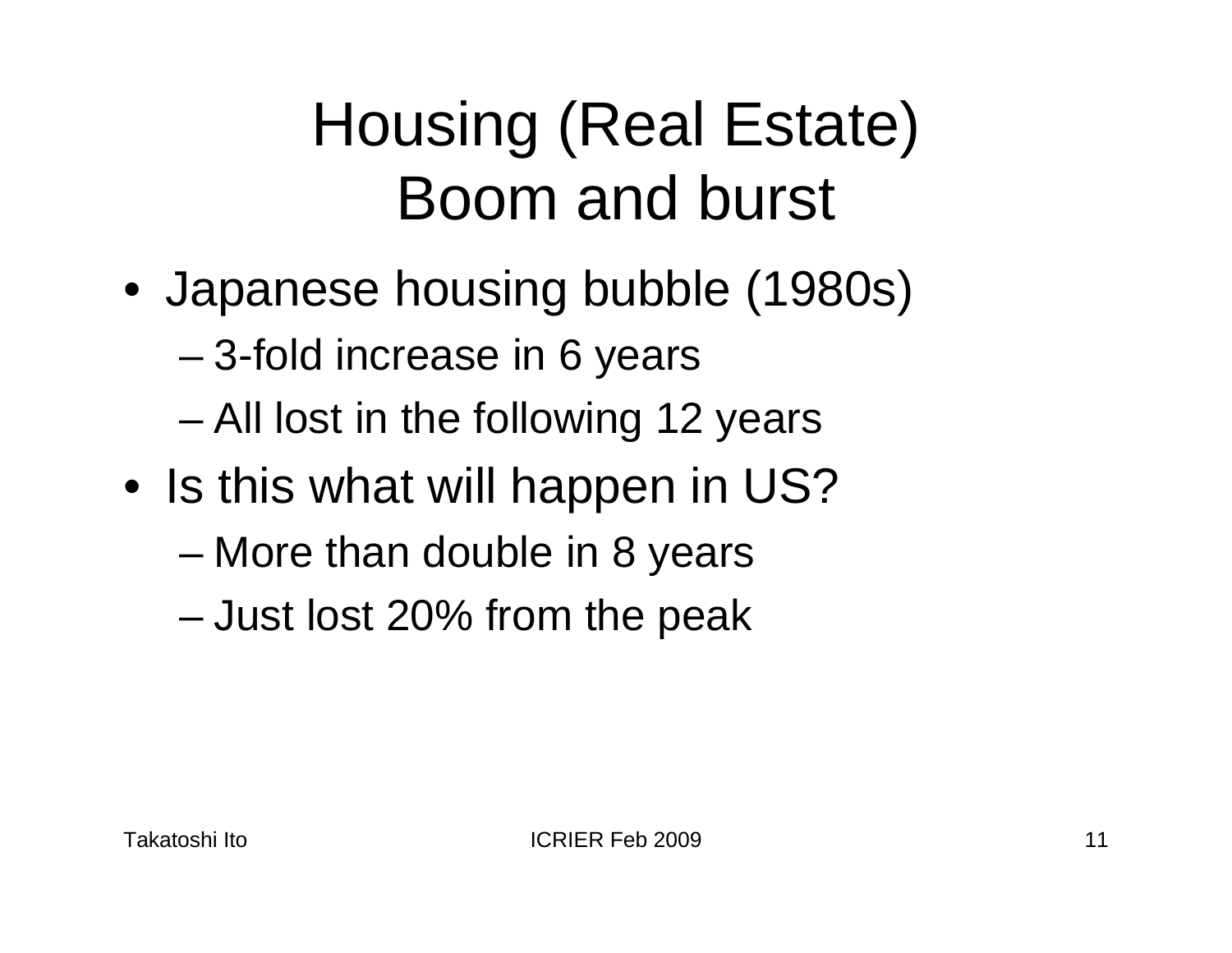# Housing (Real Estate) Boom and burst

- Japanese housing bubble (1980s)
  - 3-fold increase in 6 years
  - All lost in the following 12 years
- Is this what will happen in US?
  - More than double in 8 years
  - Just lost 20% from the peak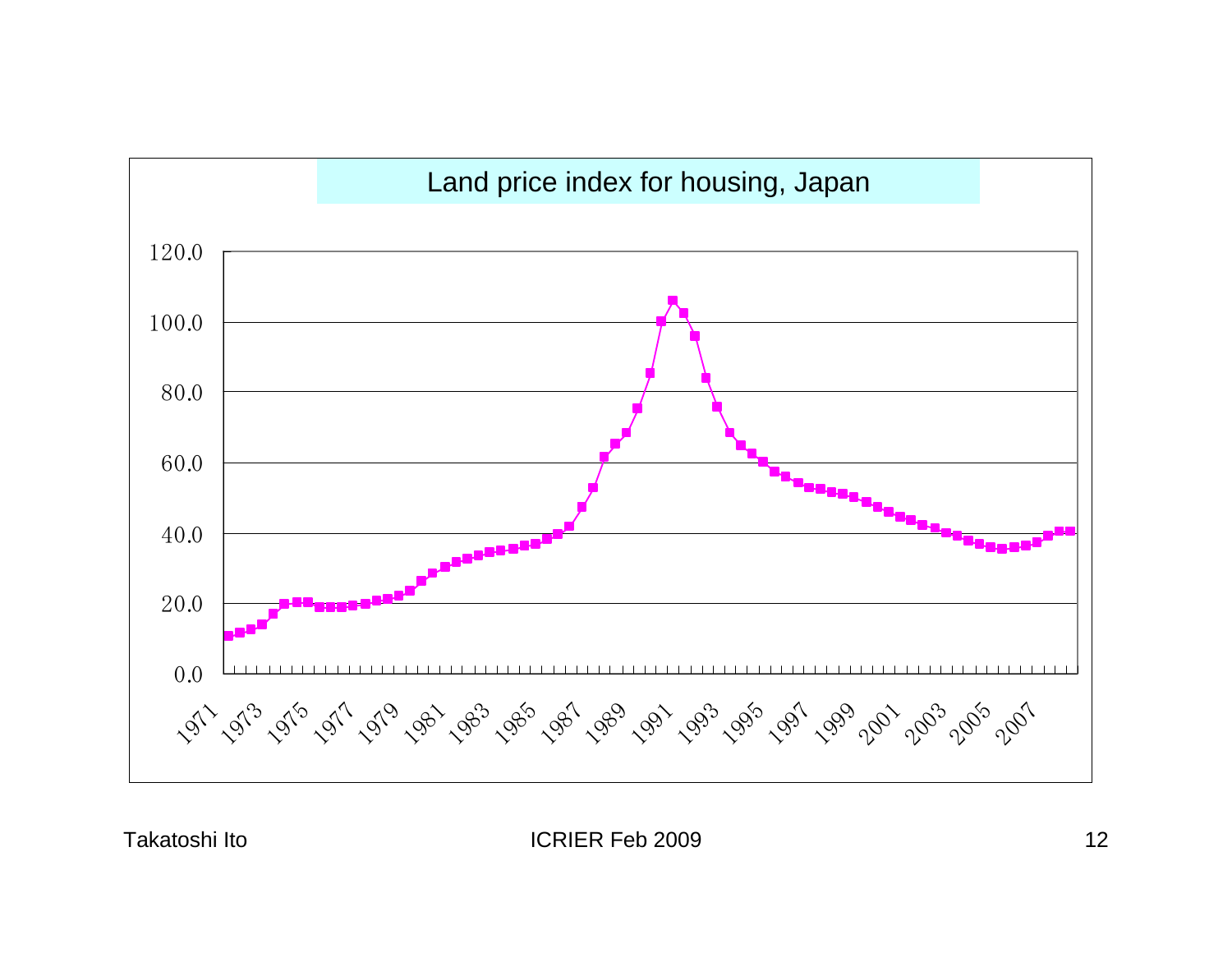# Land price index for housing, Japan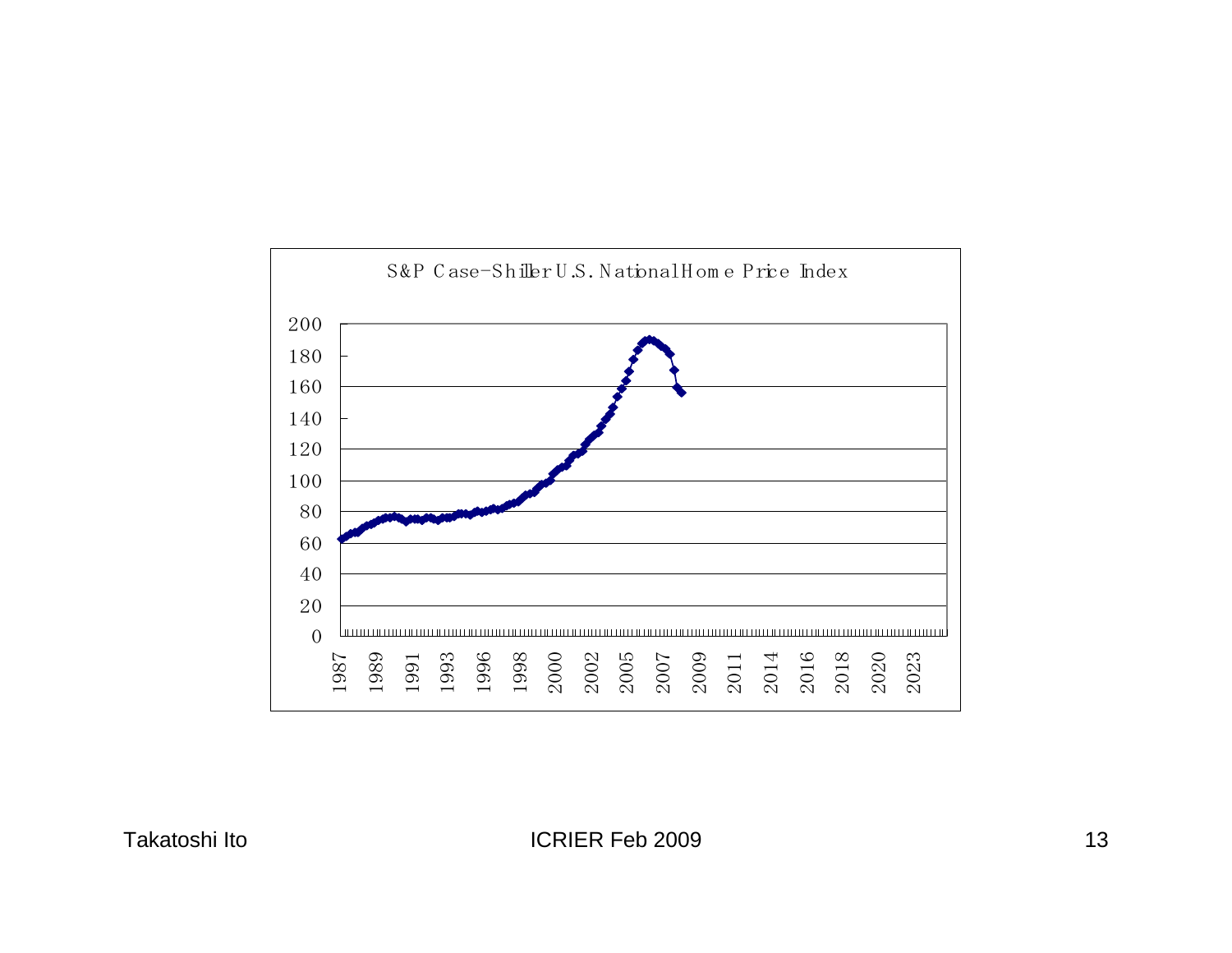S&P Case-Shiller U.S. National Home Price Index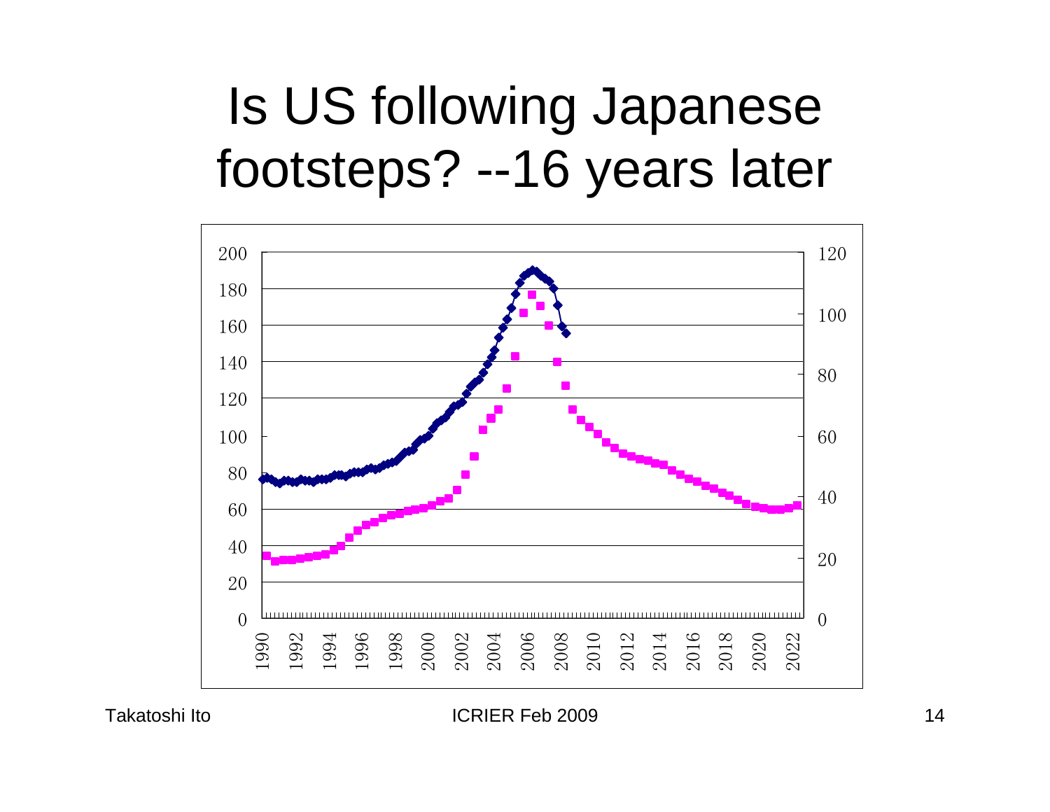# Is US following Japanese footsteps? --16 years later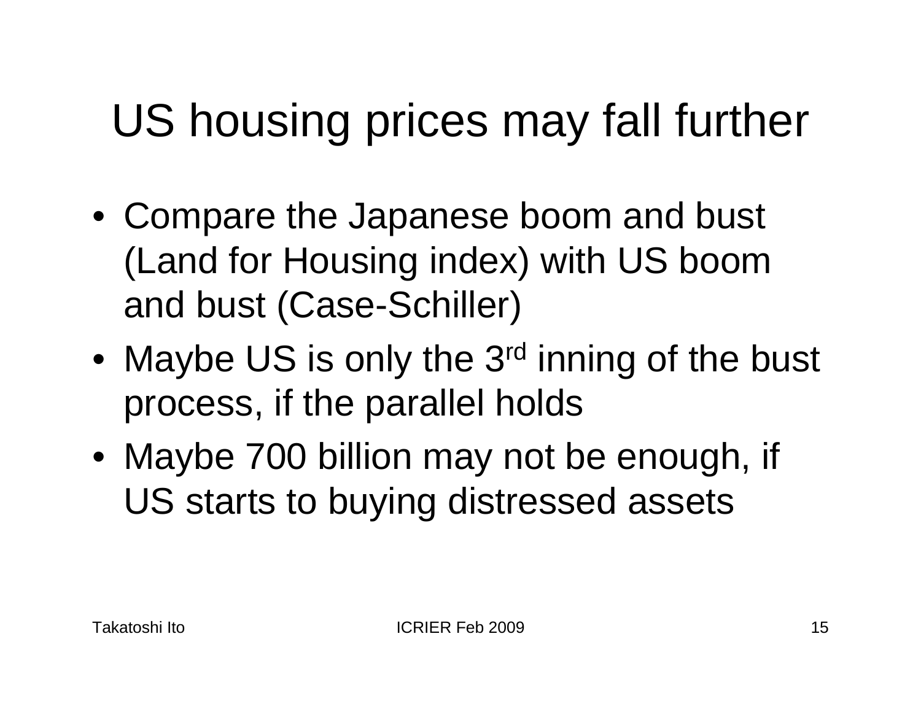# US housing prices may fall further

- Compare the Japanese boom and bust (Land for Housing index) with US boom and bust (Case-Schiller)
- Maybe US is only the 3rd inning of the bust process, if the parallel holds
- Maybe 700 billion may not be enough, if US starts to buying distressed assets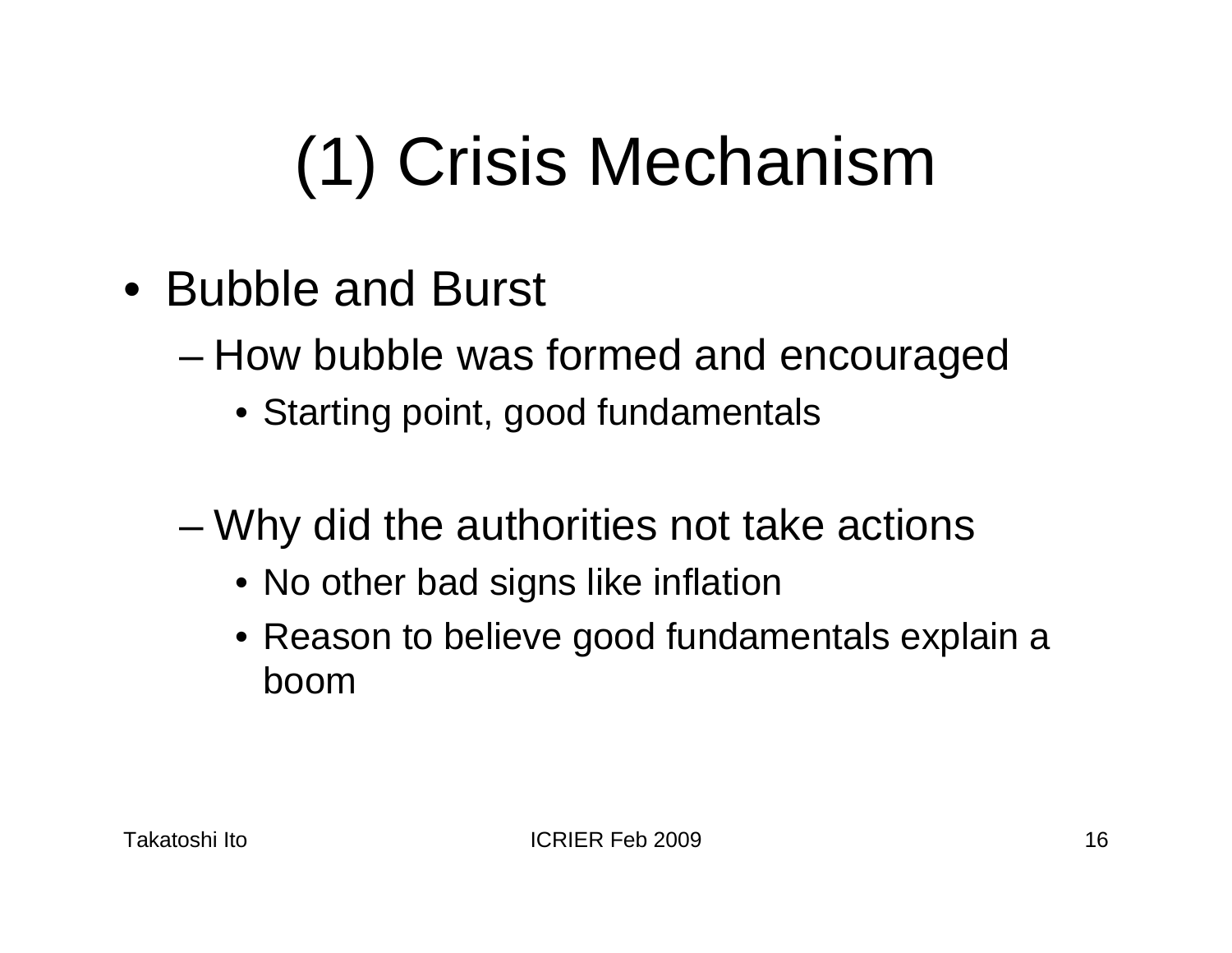# (1) Crisis Mechanism

- Bubble and Burst
  - How bubble was formed and encouraged
    - Starting point, good fundamentals
  - Why did the authorities not take actions
    - No other bad signs like inflation
    - Reason to believe good fundamentals explain a boom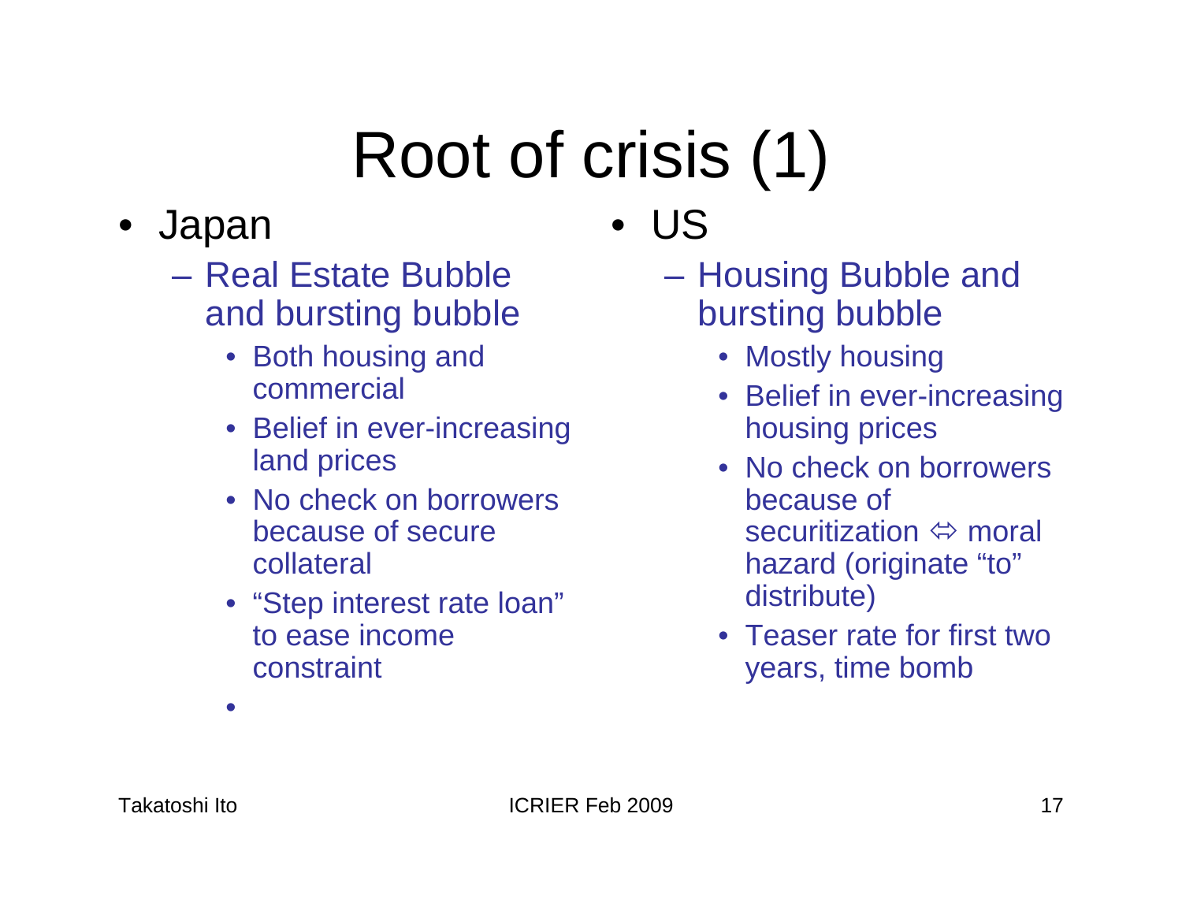# Root of crisis (1)

- Japan
  - Real Estate Bubble and bursting bubble
    - Both housing and commercial
    - Belief in ever-increasing land prices
    - No check on borrowers because of secure collateral
    - “Step interest rate loan” to ease income constraint

- US
  - Housing Bubble and bursting bubble
    - Mostly housing
    - Belief in ever-increasing housing prices
    - No check on borrowers because of securitization ⇔ moral hazard (originate “to” distribute)
    - Teaser rate for first two years, time bomb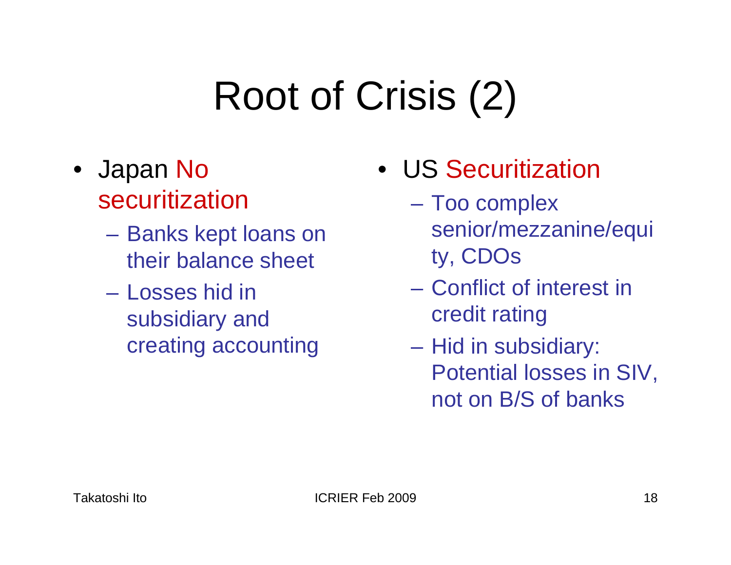# Root of Crisis (2)

- Japan No securitization
  - Banks kept loans on their balance sheet
  - Losses hid in subsidiary and creating accounting
- US Securitization
  - Too complex senior/mezzanine/equity, CDOs
  - Conflict of interest in credit rating
  - Hid in subsidiary: Potential losses in SIV, not on B/S of banks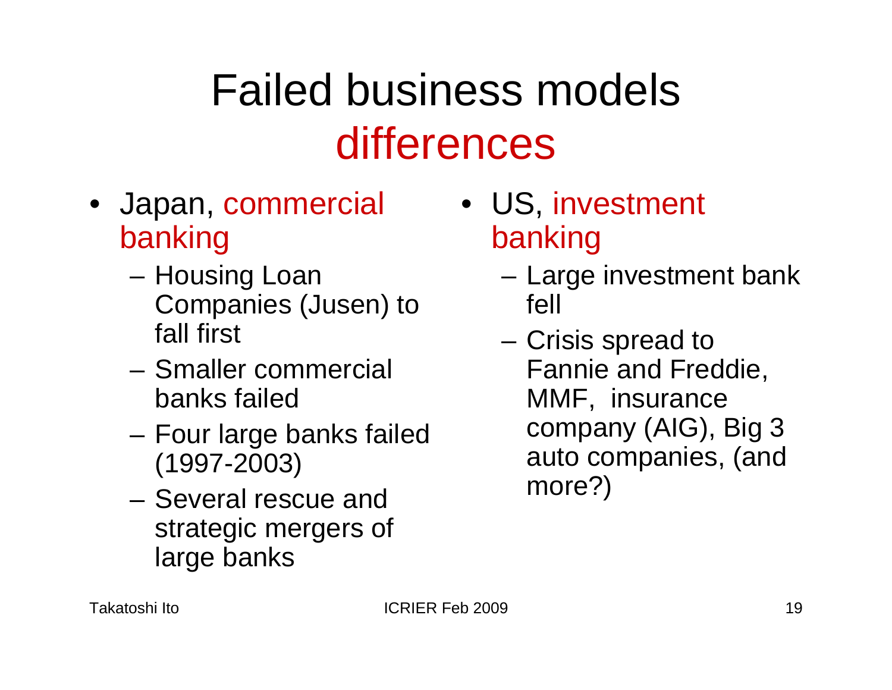# Failed business models differences

- Japan, commercial banking
  - Housing Loan Companies (Jusen) to fall first
  - Smaller commercial banks failed
  - Four large banks failed (1997-2003)
  - Several rescue and strategic mergers of large banks

- US, investment banking
  - Large investment bank fell
  - Crisis spread to Fannie and Freddie, MMF, insurance company (AIG), Big 3 auto companies, (and more?)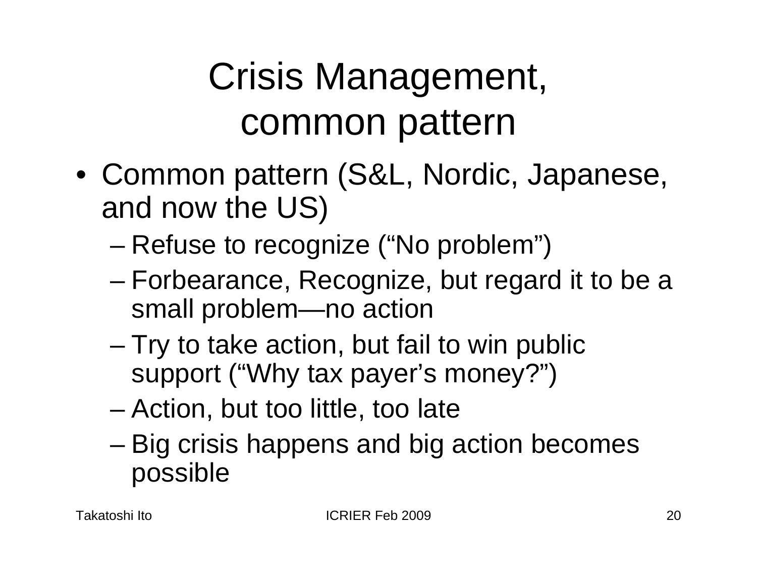# Crisis Management, common pattern

- Common pattern (S&L, Nordic, Japanese, and now the US)
  - Refuse to recognize ("No problem")
  - Forbearance, Recognize, but regard it to be a small problem—no action
  - Try to take action, but fail to win public support ("Why tax payer's money?")
  - Action, but too little, too late
  - Big crisis happens and big action becomes possible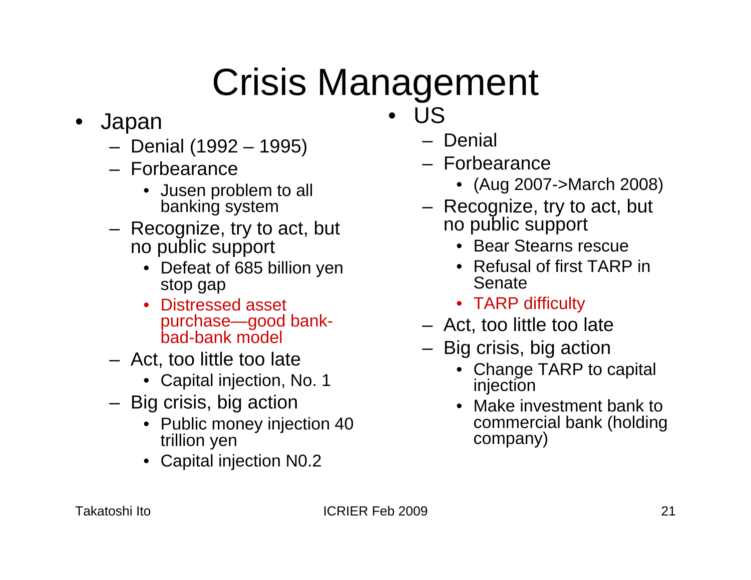# Crisis Management

- Japan
  - Denial (1992 – 1995)
  - Forbearance
    - Jusen problem to all banking system
  - Recognize, try to act, but no public support
    - Defeat of 685 billion yen stop gap
    - Distressed asset purchase—good bank-bad-bank model
  - Act, too little too late
    - Capital injection, No. 1
  - Big crisis, big action
    - Public money injection 40 trillion yen
    - Capital injection N0.2

- US
  - Denial
  - Forbearance
    - (Aug 2007->March 2008)
  - Recognize, try to act, but no public support
    - Bear Stearns rescue
    - Refusal of first TARP in Senate
    - TARP difficulty
  - Act, too little too late
  - Big crisis, big action
    - Change TARP to capital injection
    - Make investment bank to commercial bank (holding company)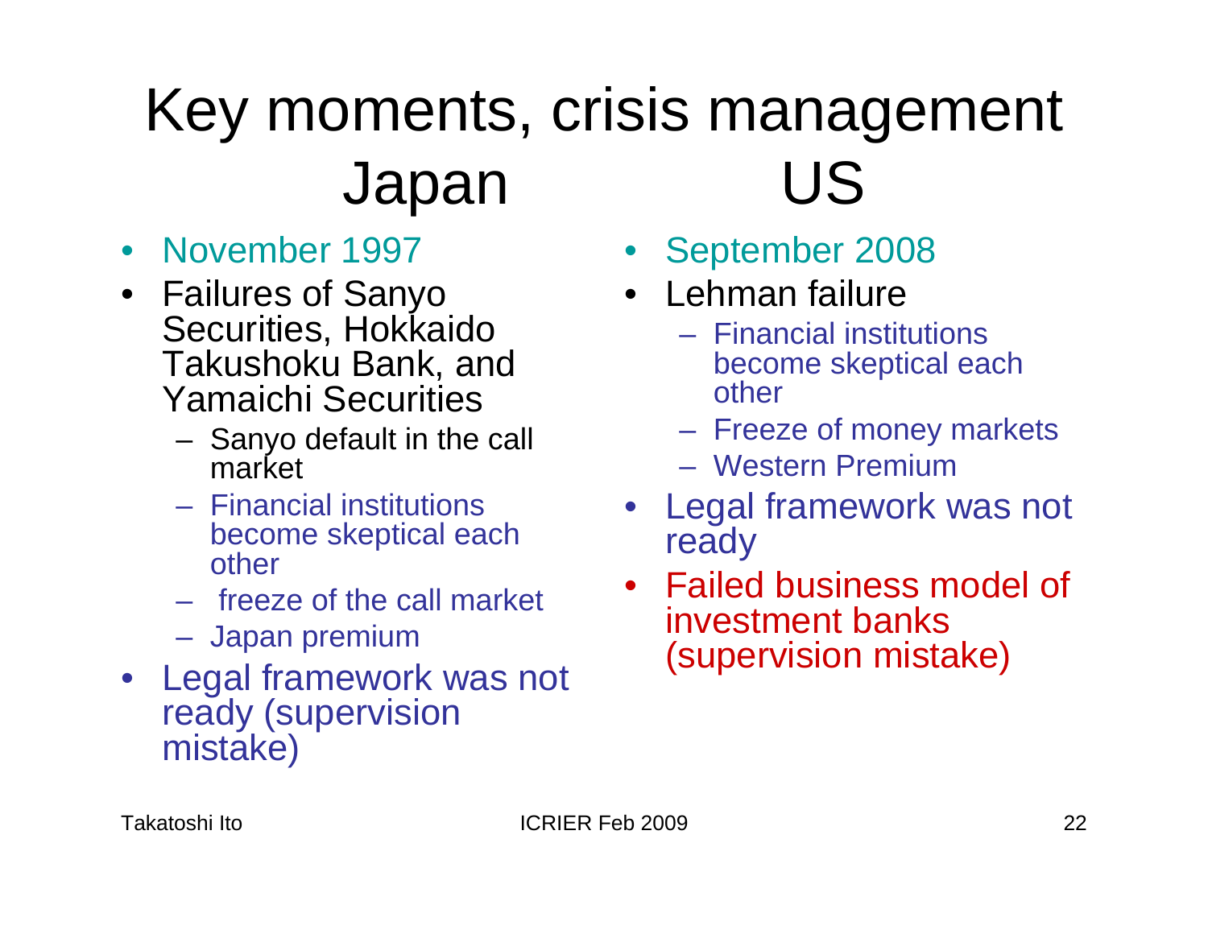# Key moments, crisis management

## Japan

- November 1997
- Failures of Sanyo Securities, Hokkaido Takushoku Bank, and Yamaichi Securities
  - Sanyo default in the call market
  - Financial institutions become skeptical each other
  - freeze of the call market
  - Japan premium
- Legal framework was not ready (supervision mistake)

## US

- September 2008
- Lehman failure
  - Financial institutions become skeptical each other
  - Freeze of money markets
  - Western Premium
- Legal framework was not ready
- Failed business model of investment banks (supervision mistake)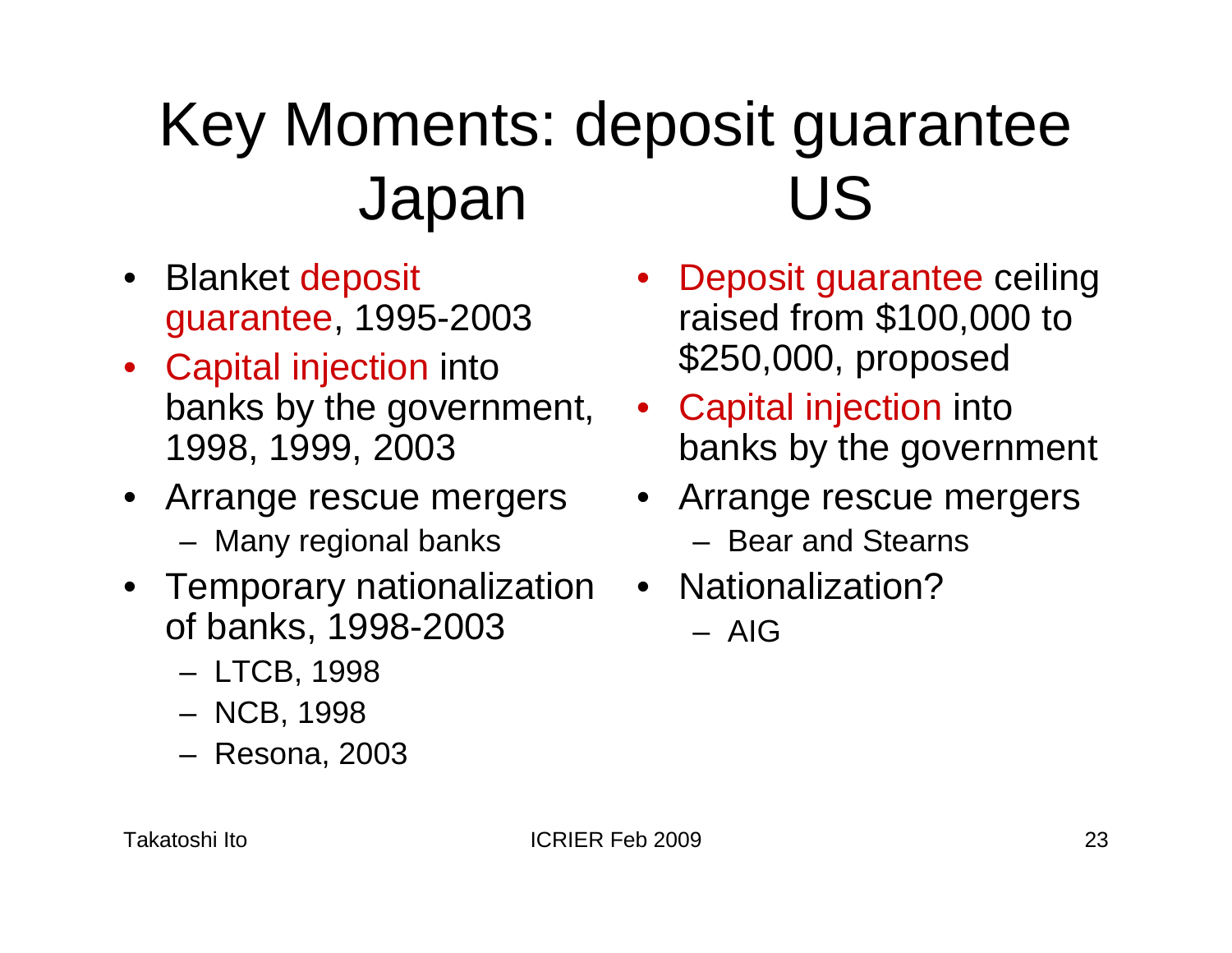# Key Moments: deposit guarantee

## Japan

- Blanket deposit guarantee, 1995-2003
- Capital injection into banks by the government, 1998, 1999, 2003
- Arrange rescue mergers
  - Many regional banks
- Temporary nationalization of banks, 1998-2003
  - LTCB, 1998
  - NCB, 1998
  - Resona, 2003

## US

- Deposit guarantee ceiling raised from $100,000 to $250,000, proposed
- Capital injection into banks by the government
- Arrange rescue mergers
  - Bear and Stearns
- Nationalization?
  - AIG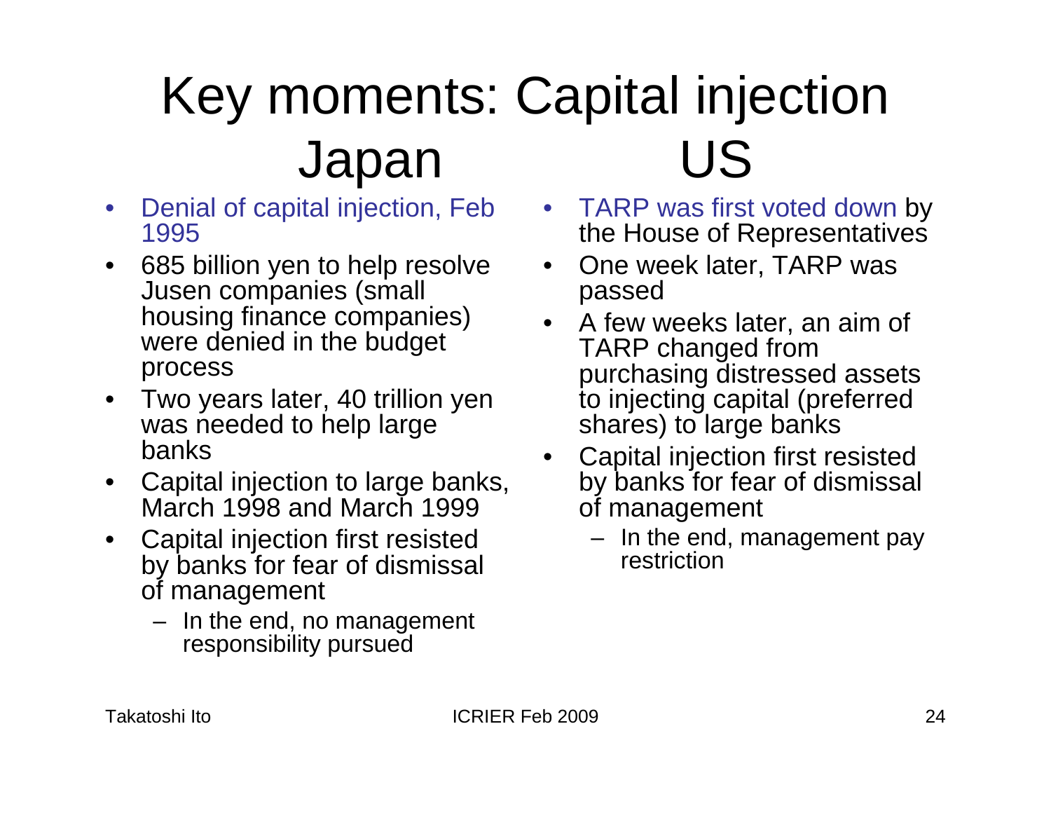# Key moments: Capital injection

## Japan

- Denial of capital injection, Feb 1995
- 685 billion yen to help resolve Jusen companies (small housing finance companies) were denied in the budget process
- Two years later, 40 trillion yen was needed to help large banks
- Capital injection to large banks, March 1998 and March 1999
- Capital injection first resisted by banks for fear of dismissal of management
  - In the end, no management responsibility pursued

## US

- TARP was first voted down by the House of Representatives
- One week later, TARP was passed
- A few weeks later, an aim of TARP changed from purchasing distressed assets to injecting capital (preferred shares) to large banks
- Capital injection first resisted by banks for fear of dismissal of management
  - In the end, management pay restriction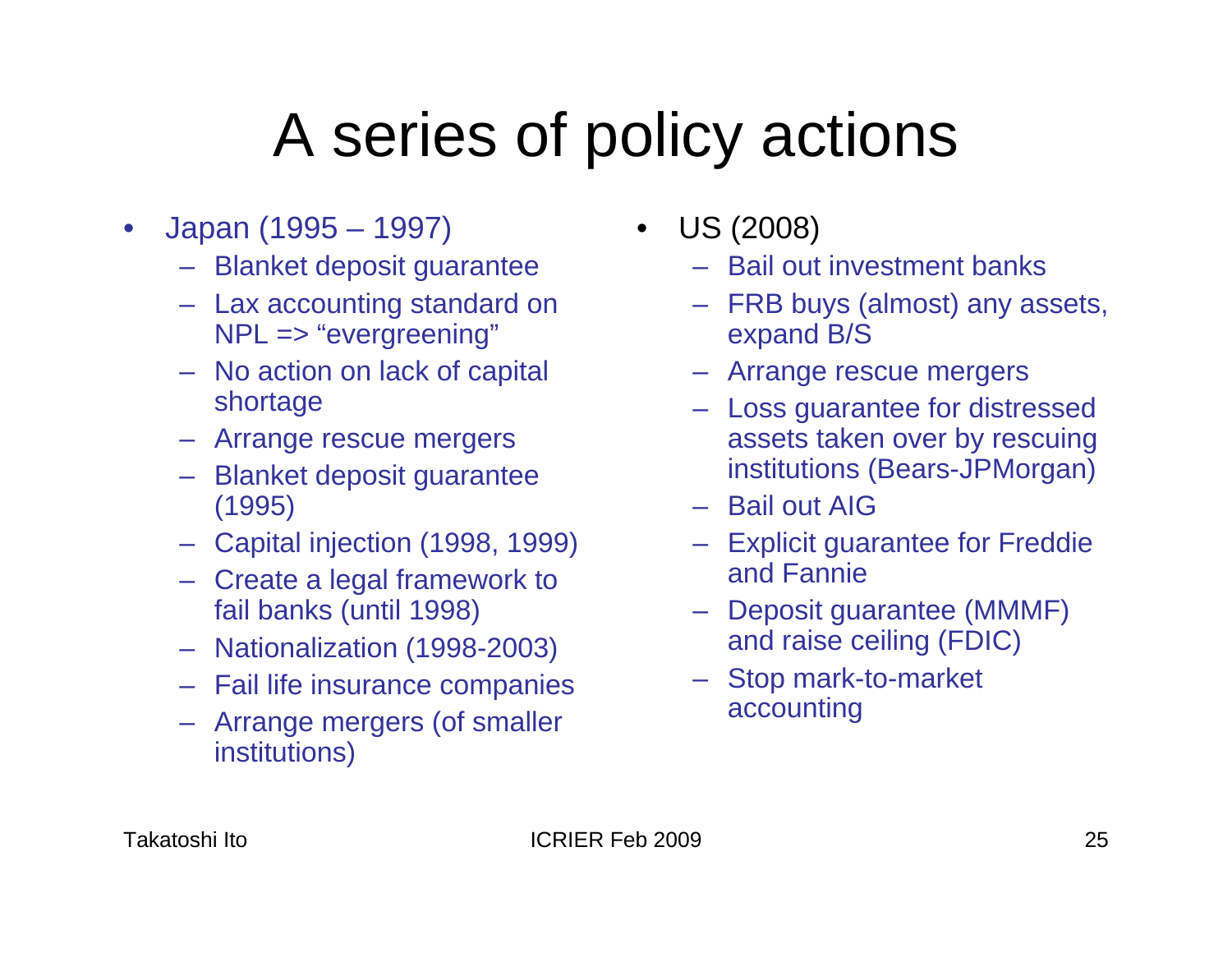# A series of policy actions

- Japan (1995 – 1997)
  - Blanket deposit guarantee
  - Lax accounting standard on NPL => “evergreening”
  - No action on lack of capital shortage
  - Arrange rescue mergers
  - Blanket deposit guarantee (1995)
  - Capital injection (1998, 1999)
  - Create a legal framework to fail banks (until 1998)
  - Nationalization (1998-2003)
  - Fail life insurance companies
  - Arrange mergers (of smaller institutions)

- US (2008)
  - Bail out investment banks
  - FRB buys (almost) any assets, expand B/S
  - Arrange rescue mergers
  - Loss guarantee for distressed assets taken over by rescuing institutions (Bears-JPMorgan)
  - Bail out AIG
  - Explicit guarantee for Freddie and Fannie
  - Deposit guarantee (MMMF) and raise ceiling (FDIC)
  - Stop mark-to-market accounting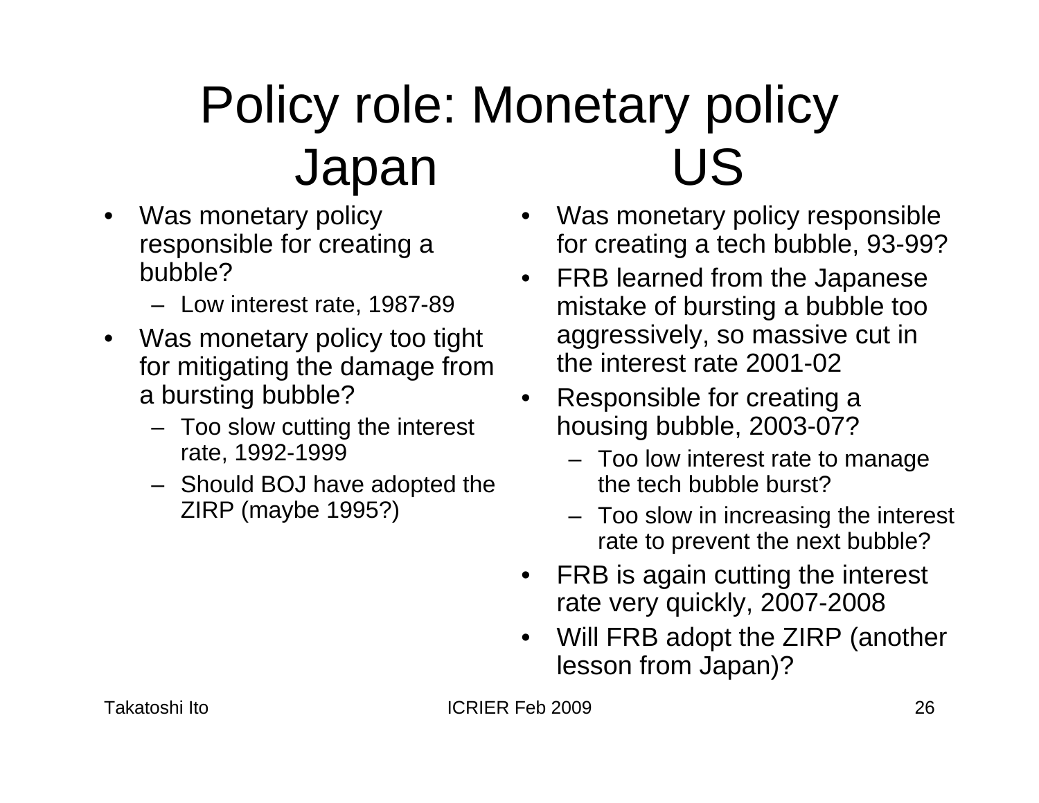# Policy role: Monetary policy

## Japan

- Was monetary policy responsible for creating a bubble?
  - Low interest rate, 1987-89
- Was monetary policy too tight for mitigating the damage from a bursting bubble?
  - Too slow cutting the interest rate, 1992-1999
  - Should BOJ have adopted the ZIRP (maybe 1995?)

## US

- Was monetary policy responsible for creating a tech bubble, 93-99?
- FRB learned from the Japanese mistake of bursting a bubble too aggressively, so massive cut in the interest rate 2001-02
- Responsible for creating a housing bubble, 2003-07?
  - Too low interest rate to manage the tech bubble burst?
  - Too slow in increasing the interest rate to prevent the next bubble?
- FRB is again cutting the interest rate very quickly, 2007-2008
- Will FRB adopt the ZIRP (another lesson from Japan)?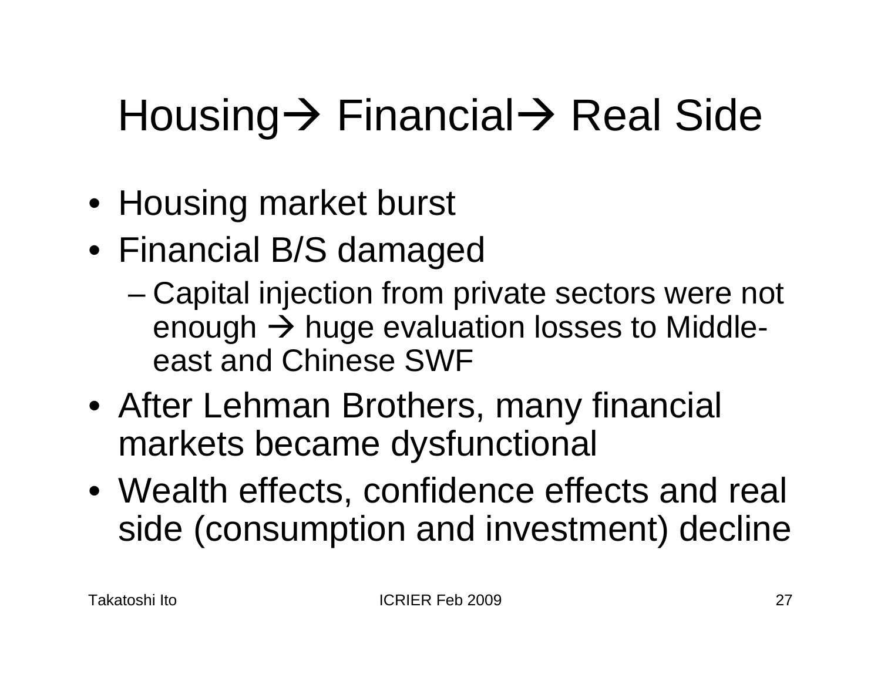# Housing→ Financial→ Real Side

- Housing market burst
- Financial B/S damaged
  - Capital injection from private sectors were not enough → huge evaluation losses to Middle-east and Chinese SWF
- After Lehman Brothers, many financial markets became dysfunctional
- Wealth effects, confidence effects and real side (consumption and investment) decline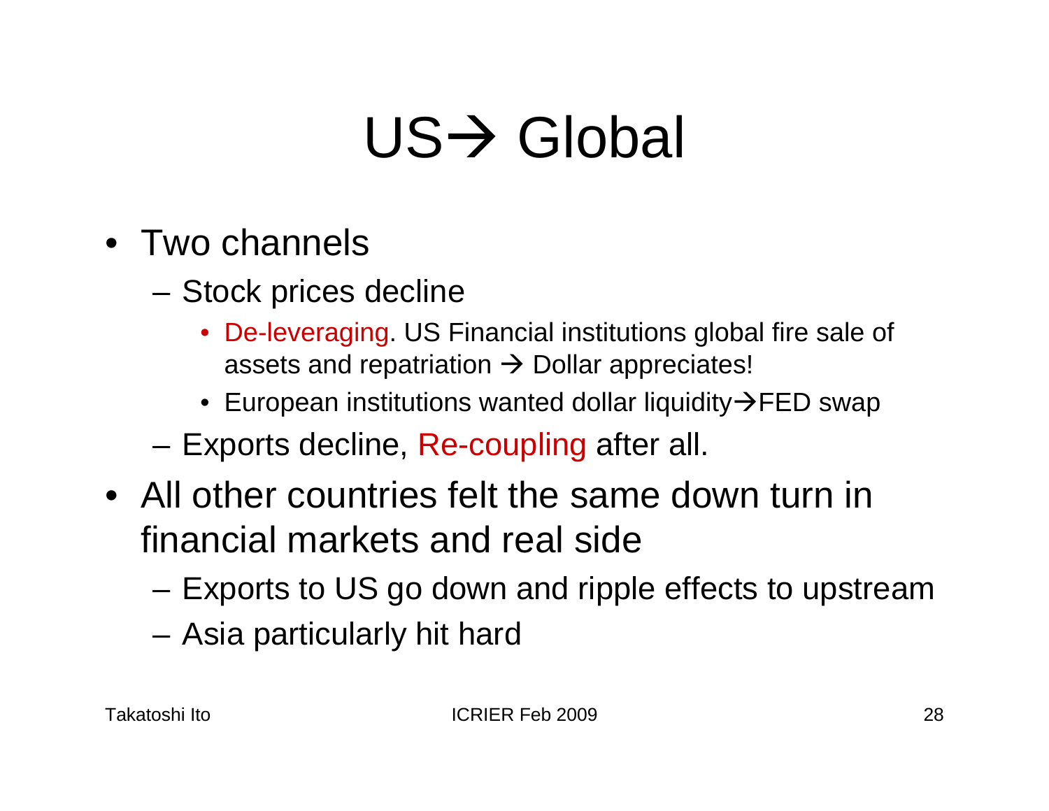# US→ Global

- Two channels
  - Stock prices decline
    - De-leveraging. US Financial institutions global fire sale of assets and repatriation → Dollar appreciates!
    - European institutions wanted dollar liquidity→FED swap
  - Exports decline, Re-coupling after all.
- All other countries felt the same down turn in financial markets and real side
  - Exports to US go down and ripple effects to upstream
  - Asia particularly hit hard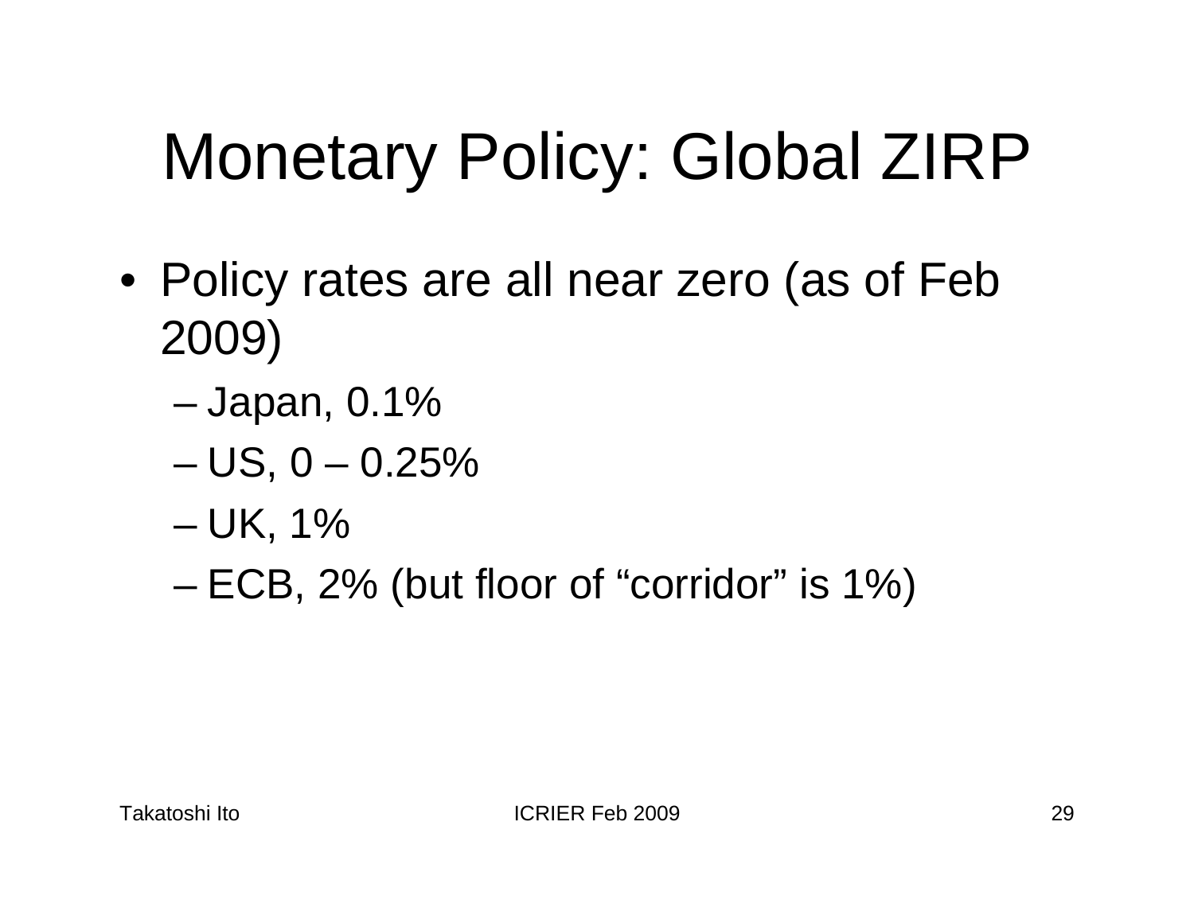# Monetary Policy: Global ZIRP

- Policy rates are all near zero (as of Feb 2009)
  - Japan, 0.1%
  - US, 0 – 0.25%
  - UK, 1%
  - ECB, 2% (but floor of “corridor” is 1%)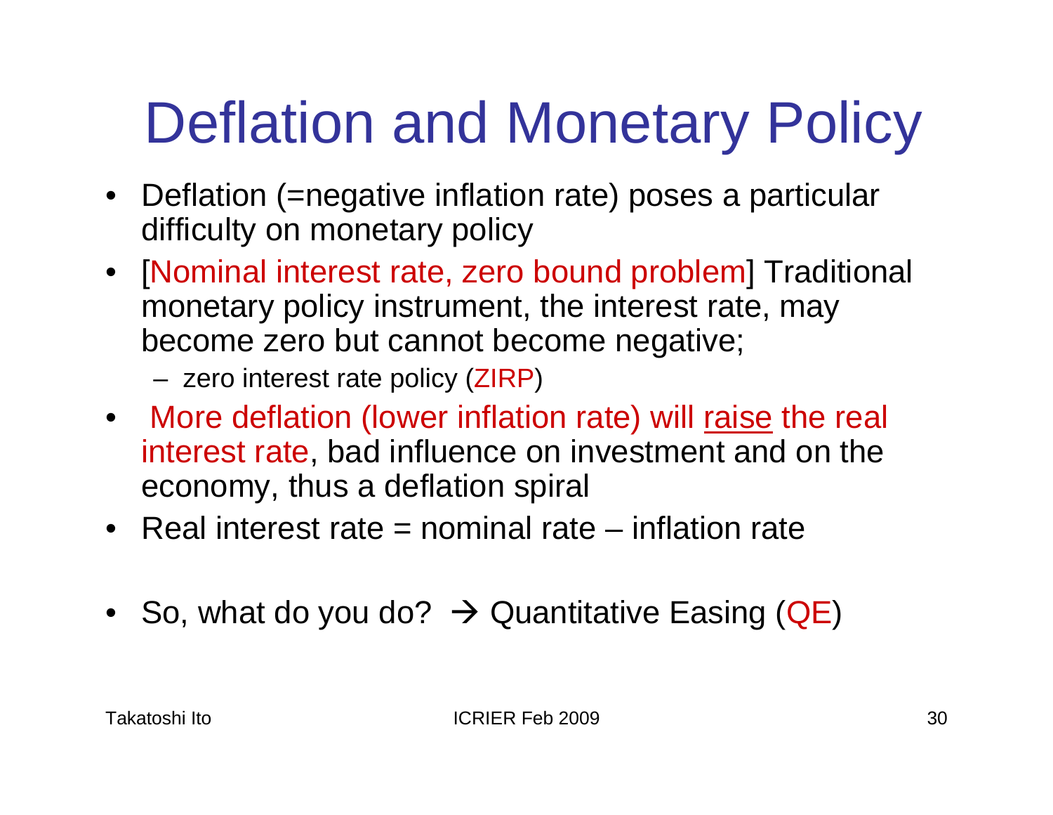# Deflation and Monetary Policy

- Deflation (=negative inflation rate) poses a particular difficulty on monetary policy
- [Nominal interest rate, zero bound problem] Traditional monetary policy instrument, the interest rate, may become zero but cannot become negative;
  - zero interest rate policy (ZIRP)
- More deflation (lower inflation rate) will raise the real interest rate, bad influence on investment and on the economy, thus a deflation spiral
- Real interest rate = nominal rate – inflation rate
- So, what do you do? → Quantitative Easing (QE)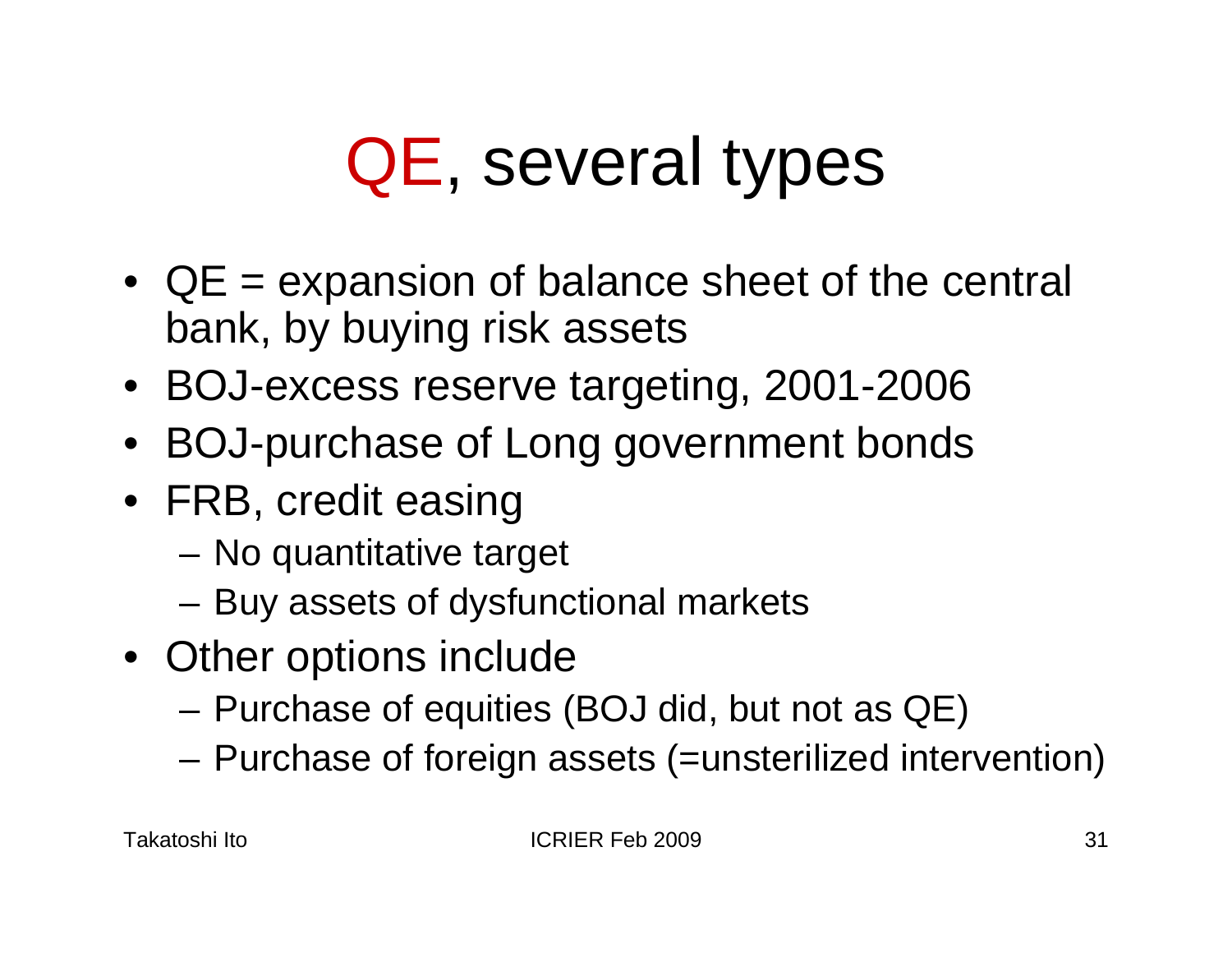# QE, several types

- QE = expansion of balance sheet of the central bank, by buying risk assets
- BOJ-excess reserve targeting, 2001-2006
- BOJ-purchase of Long government bonds
- FRB, credit easing
  - No quantitative target
  - Buy assets of dysfunctional markets
- Other options include
  - Purchase of equities (BOJ did, but not as QE)
  - Purchase of foreign assets (=unsterilized intervention)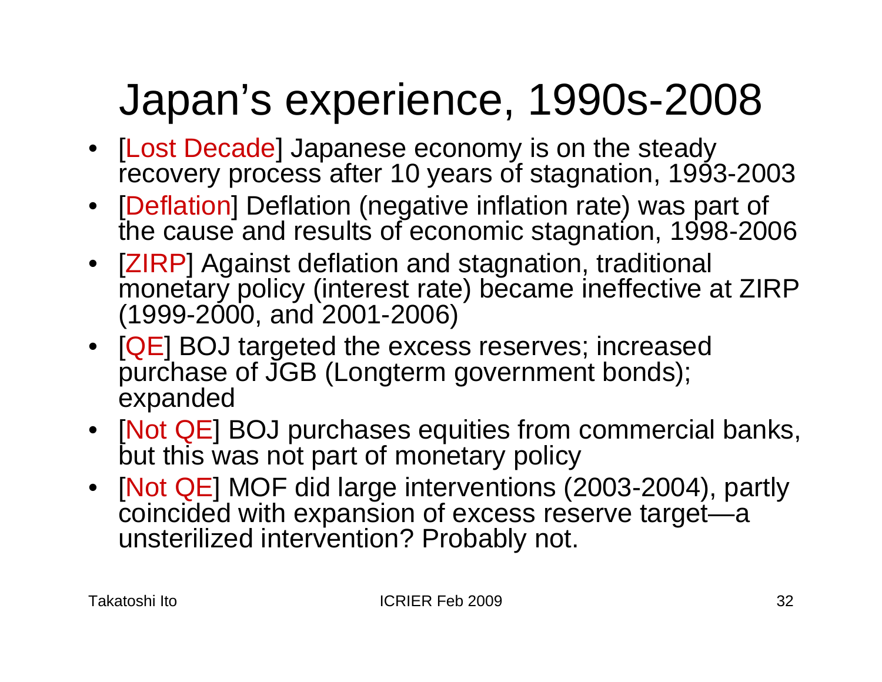# Japan's experience, 1990s-2008

- [Lost Decade] Japanese economy is on the steady recovery process after 10 years of stagnation, 1993-2003
- [Deflation] Deflation (negative inflation rate) was part of the cause and results of economic stagnation, 1998-2006
- [ZIRP] Against deflation and stagnation, traditional monetary policy (interest rate) became ineffective at ZIRP (1999-2000, and 2001-2006)
- [QE] BOJ targeted the excess reserves; increased purchase of JGB (Longterm government bonds); expanded
- [Not QE] BOJ purchases equities from commercial banks, but this was not part of monetary policy
- [Not QE] MOF did large interventions (2003-2004), partly coincided with expansion of excess reserve target—a unsterilized intervention? Probably not.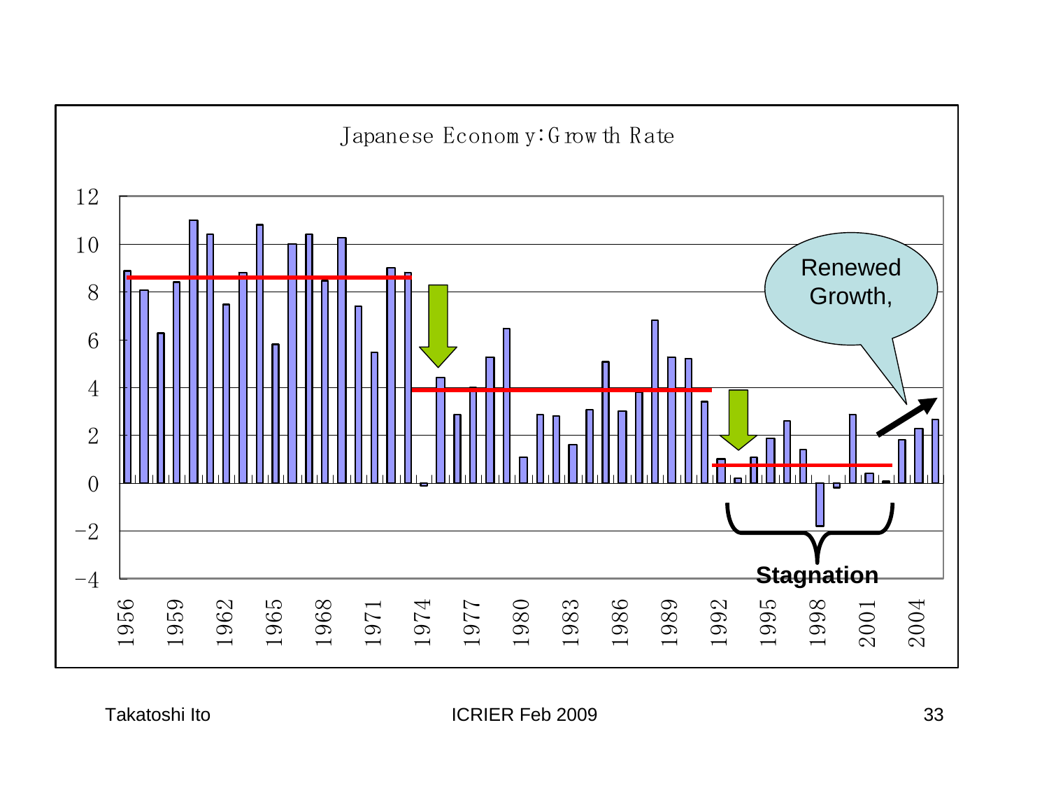Japanese Economy: Growth Rate

Renewed Growth,

Stagnation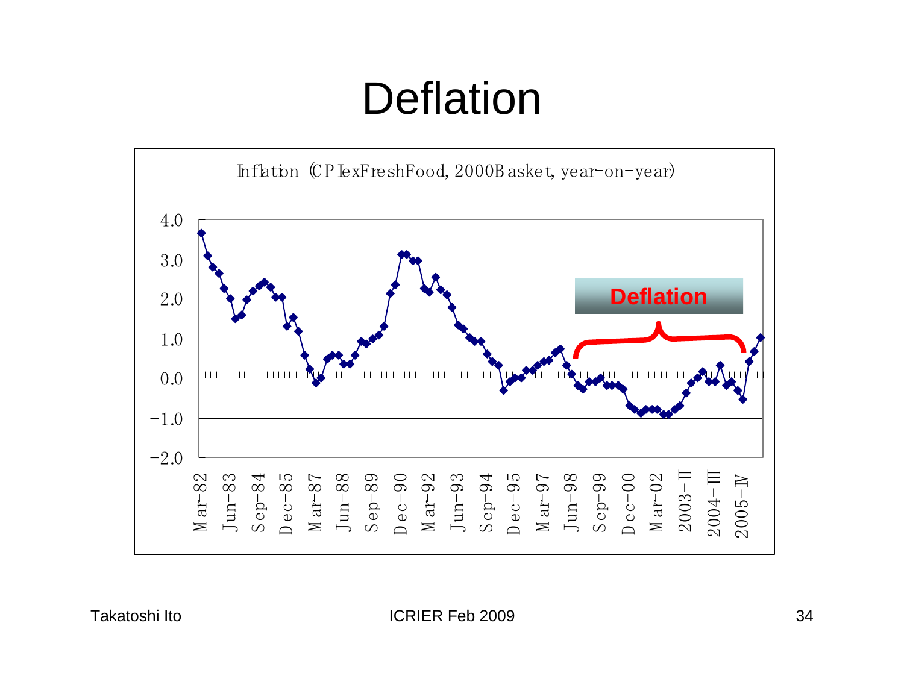# Deflation

Inflation (CPI exFreshFood, 2000Basket, year-on-year)

Deflation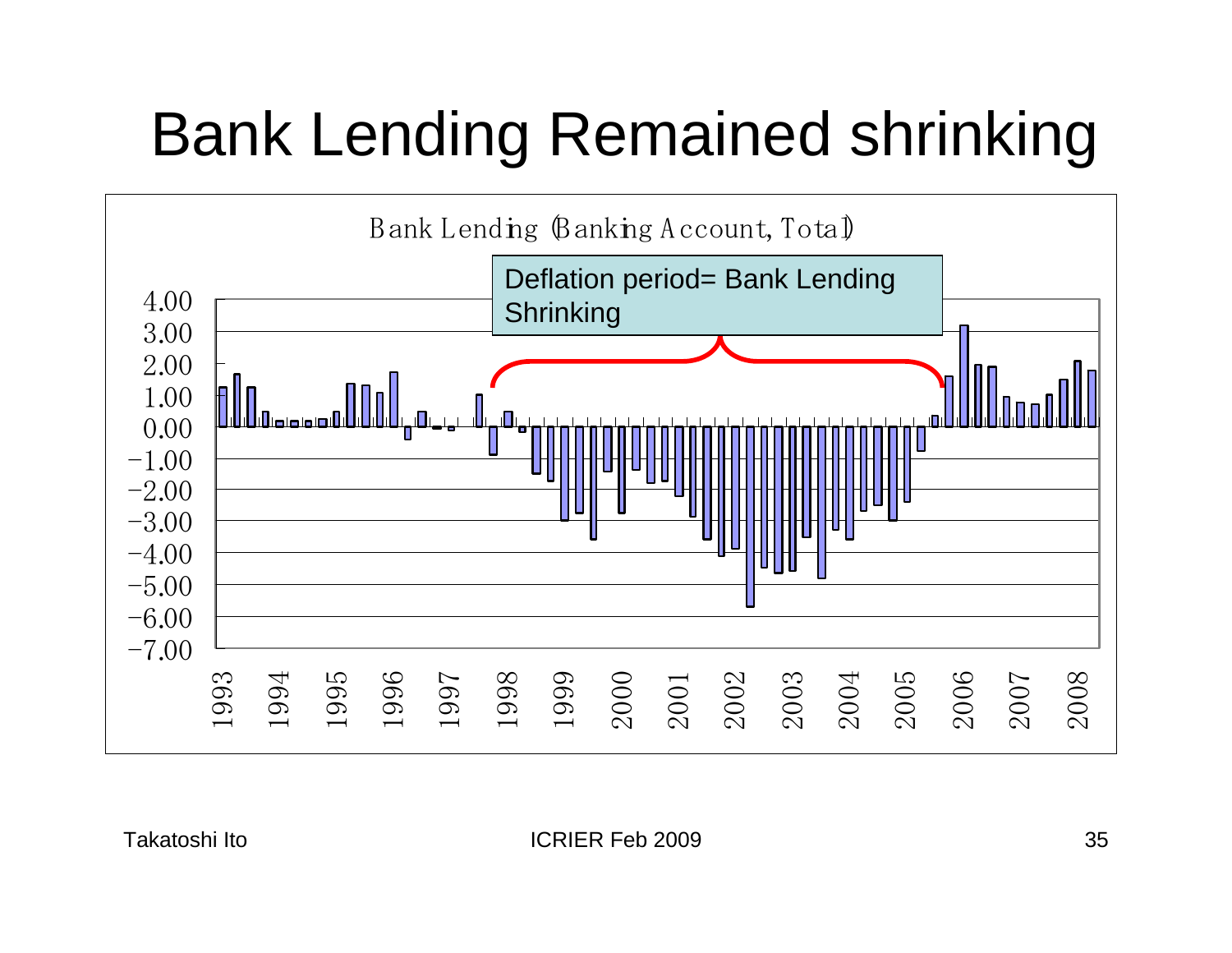# Bank Lending Remained shrinking

Bank Lending (Banking Account, Total)

Deflation period= Bank Lending Shrinking

4.00
3.00
2.00
1.00
0.00
−1.00
−2.00
−3.00
−4.00
−5.00
−6.00
−7.00

1993 1994 1995 1996 1997 1998 1999 2000 2001 2002 2003 2004 2005 2006 2007 2008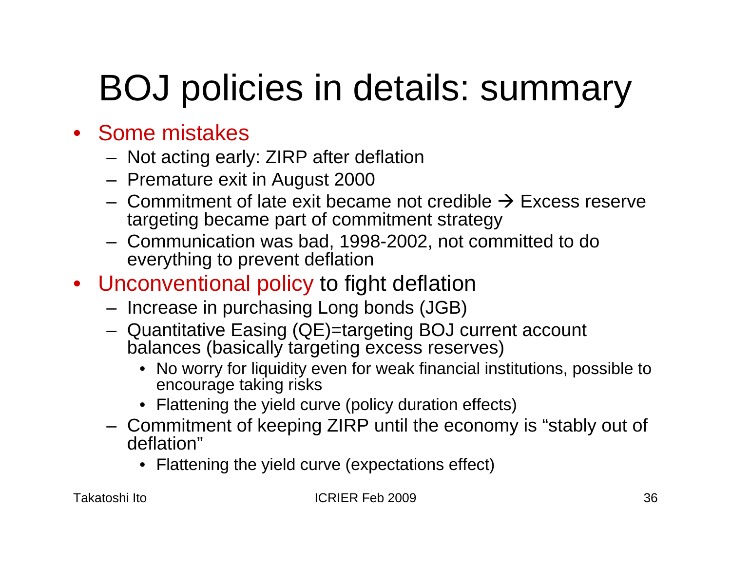# BOJ policies in details: summary

- Some mistakes
  - Not acting early: ZIRP after deflation
  - Premature exit in August 2000
  - Commitment of late exit became not credible → Excess reserve targeting became part of commitment strategy
  - Communication was bad, 1998-2002, not committed to do everything to prevent deflation
- Unconventional policy to fight deflation
  - Increase in purchasing Long bonds (JGB)
  - Quantitative Easing (QE)=targeting BOJ current account balances (basically targeting excess reserves)
    - No worry for liquidity even for weak financial institutions, possible to encourage taking risks
    - Flattening the yield curve (policy duration effects)
  - Commitment of keeping ZIRP until the economy is "stably out of deflation"
    - Flattening the yield curve (expectations effect)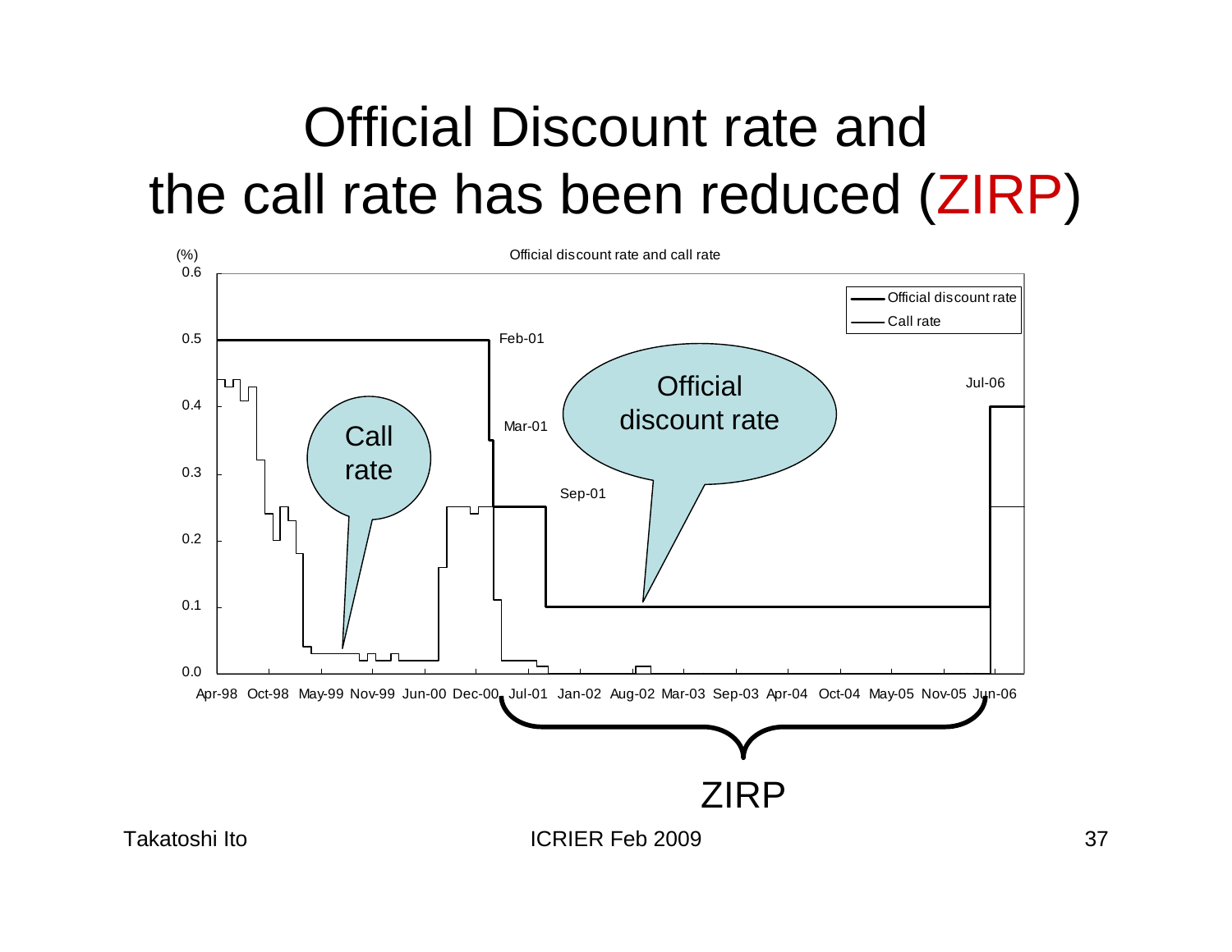# Official Discount rate and the call rate has been reduced (ZIRP)

Official discount rate and call rate

(%)

0.6

0.5

0.4

0.3

0.2

0.1

0.0

Official discount rate

Call rate

Feb-01

Mar-01

Sep-01

Jul-06

Call rate

Official discount rate

Apr-98 Oct-98 May-99 Nov-99 Jun-00 Dec-00 Jul-01 Jan-02 Aug-02 Mar-03 Sep-03 Apr-04 Oct-04 May-05 Nov-05 Jun-06

ZIRP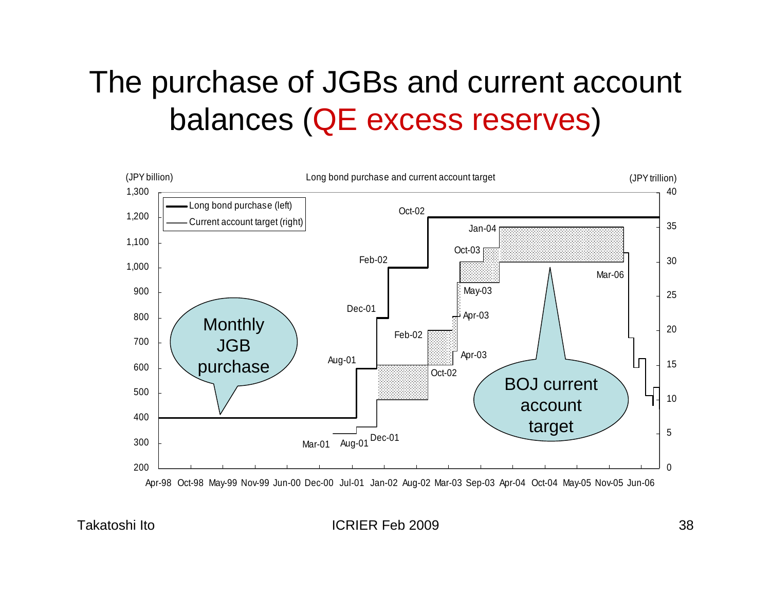# The purchase of JGBs and current account balances (QE excess reserves)

Long bond purchase and current account target

(JPY billion) — Long bond purchase (left)

(JPY trillion) — Current account target (right)

Monthly JGB purchase

BOJ current account target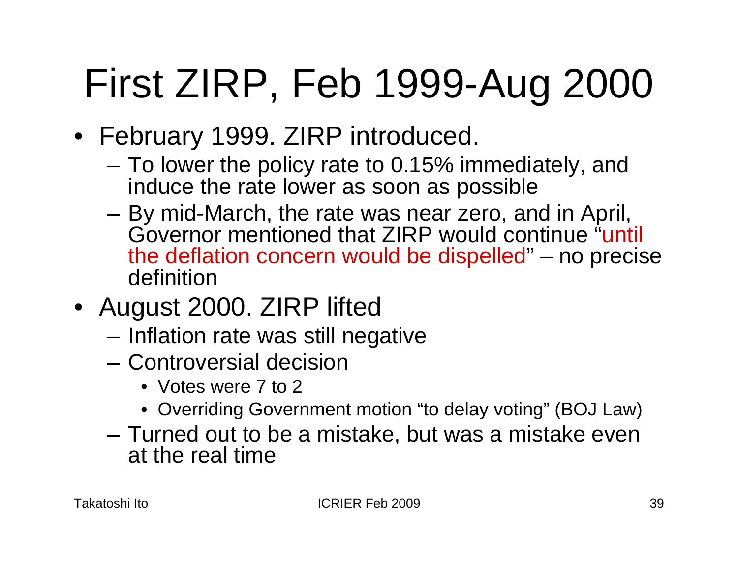# First ZIRP, Feb 1999-Aug 2000

- February 1999. ZIRP introduced.
  - To lower the policy rate to 0.15% immediately, and induce the rate lower as soon as possible
  - By mid-March, the rate was near zero, and in April, Governor mentioned that ZIRP would continue "until the deflation concern would be dispelled" – no precise definition
- August 2000. ZIRP lifted
  - Inflation rate was still negative
  - Controversial decision
    - Votes were 7 to 2
    - Overriding Government motion "to delay voting" (BOJ Law)
  - Turned out to be a mistake, but was a mistake even at the real time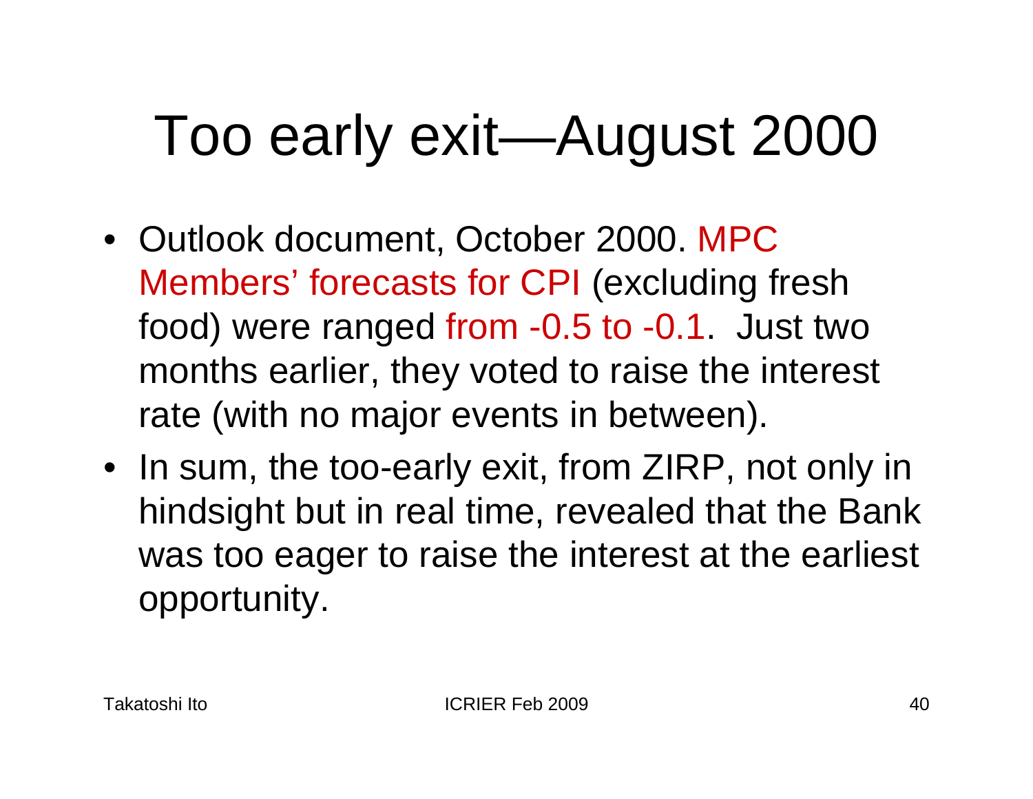# Too early exit—August 2000

- Outlook document, October 2000. MPC Members' forecasts for CPI (excluding fresh food) were ranged from -0.5 to -0.1. Just two months earlier, they voted to raise the interest rate (with no major events in between).
- In sum, the too-early exit, from ZIRP, not only in hindsight but in real time, revealed that the Bank was too eager to raise the interest at the earliest opportunity.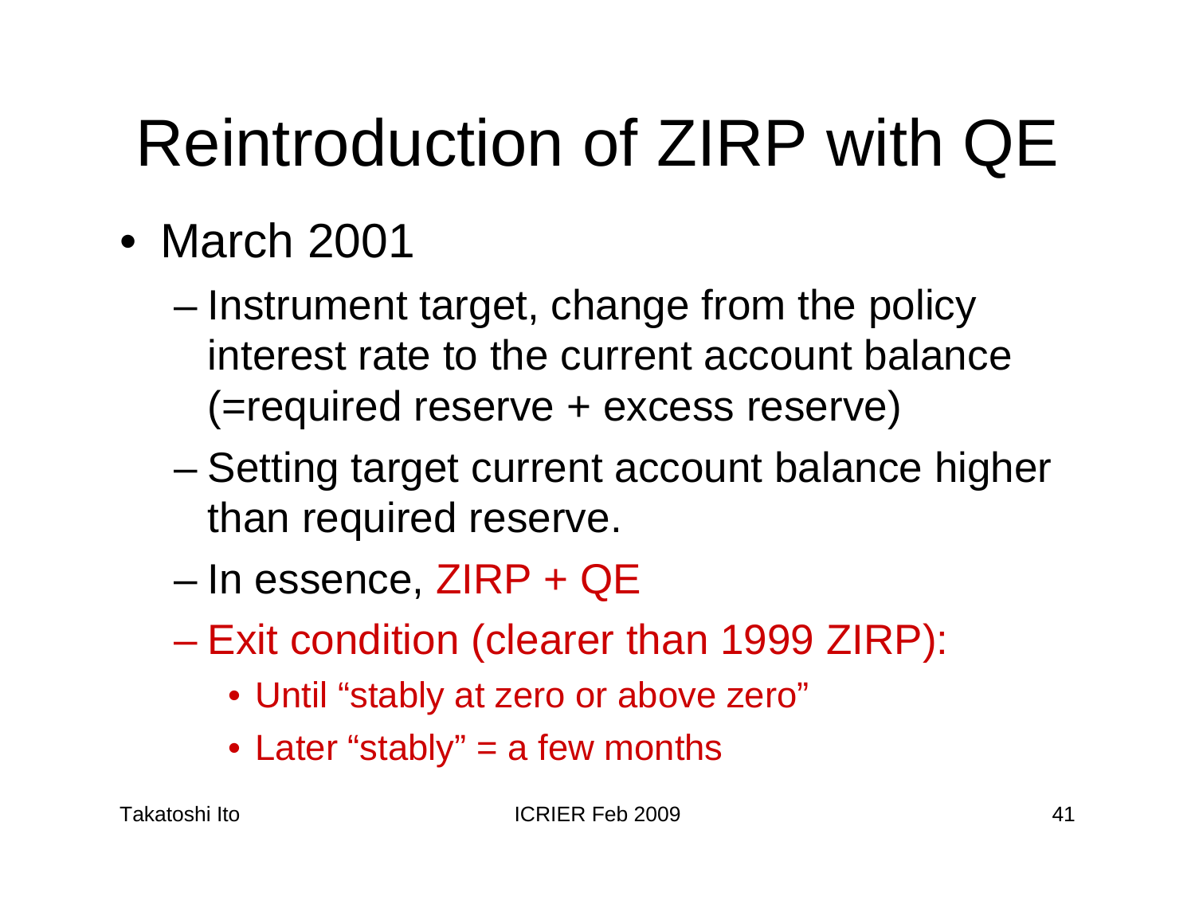# Reintroduction of ZIRP with QE

- March 2001
  - Instrument target, change from the policy interest rate to the current account balance (=required reserve + excess reserve)
  - Setting target current account balance higher than required reserve.
  - In essence, ZIRP + QE
  - Exit condition (clearer than 1999 ZIRP):
    - Until “stably at zero or above zero”
    - Later “stably” = a few months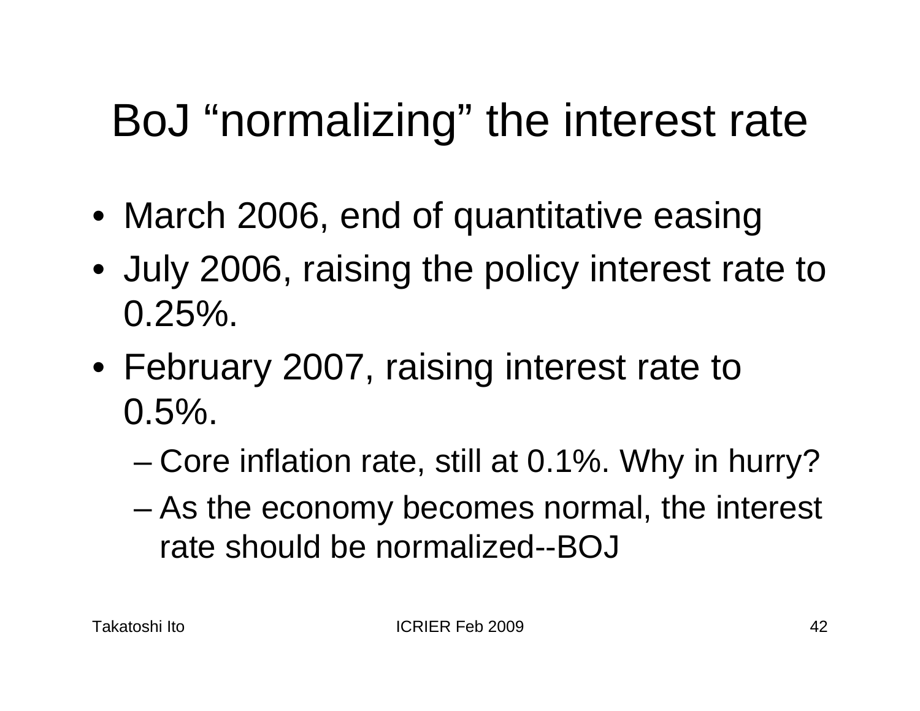# BoJ “normalizing” the interest rate

- March 2006, end of quantitative easing
- July 2006, raising the policy interest rate to 0.25%.
- February 2007, raising interest rate to 0.5%.
  - Core inflation rate, still at 0.1%. Why in hurry?
  - As the economy becomes normal, the interest rate should be normalized--BOJ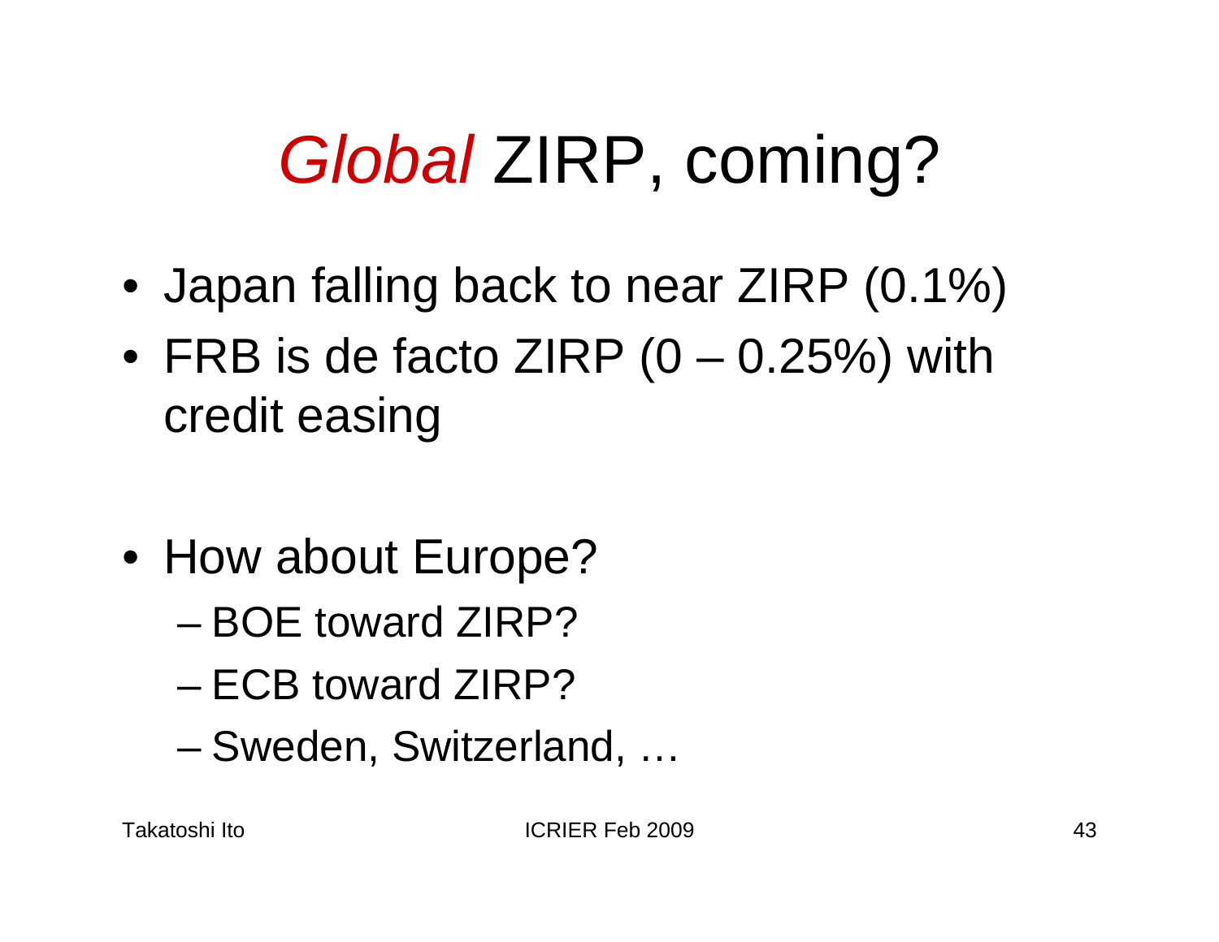# *Global* ZIRP, coming?

- Japan falling back to near ZIRP (0.1%)
- FRB is de facto ZIRP (0 – 0.25%) with credit easing

- How about Europe?
  - BOE toward ZIRP?
  - ECB toward ZIRP?
  - Sweden, Switzerland, …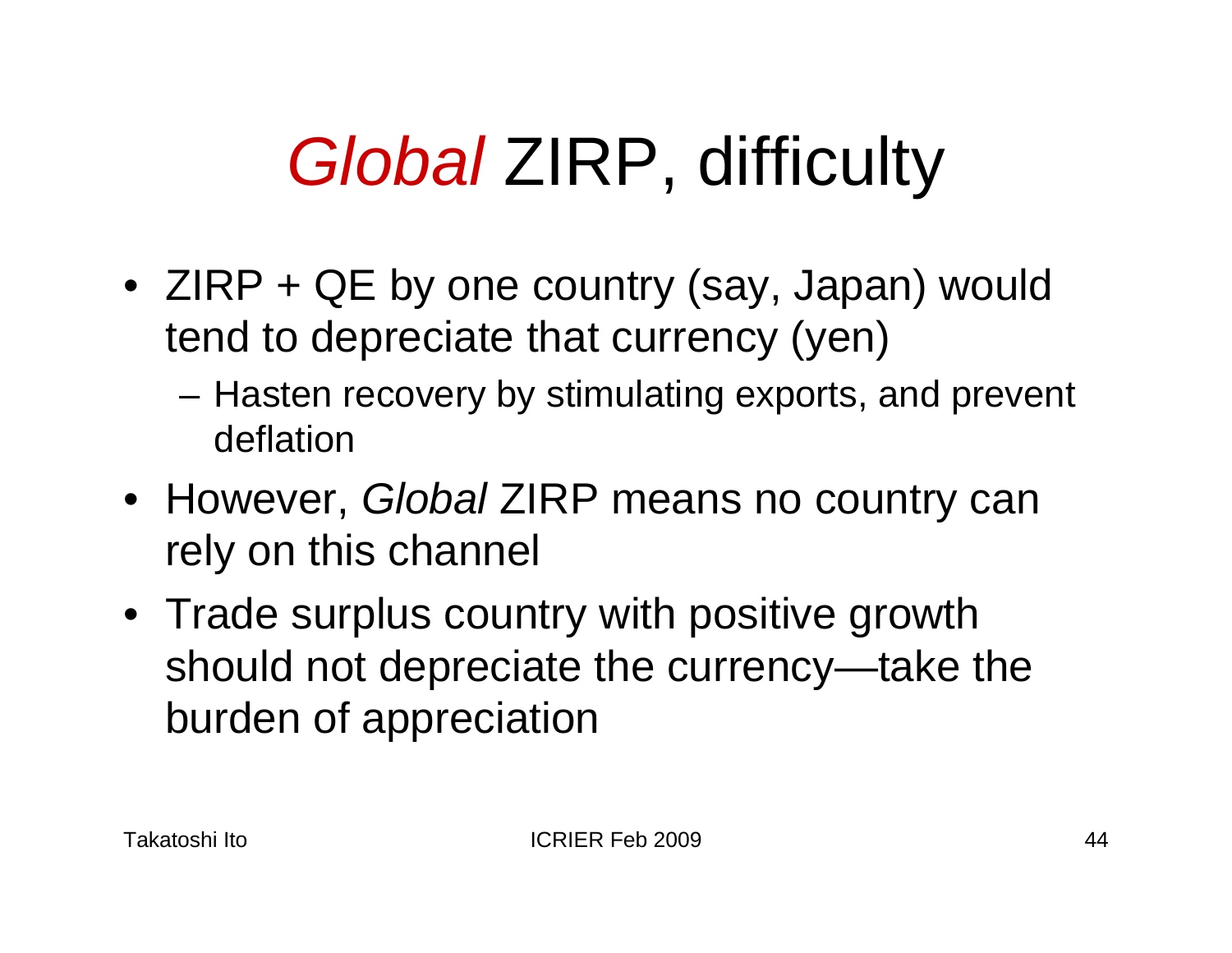# *Global* ZIRP, difficulty

- ZIRP + QE by one country (say, Japan) would tend to depreciate that currency (yen)
  - Hasten recovery by stimulating exports, and prevent deflation
- However, *Global* ZIRP means no country can rely on this channel
- Trade surplus country with positive growth should not depreciate the currency—take the burden of appreciation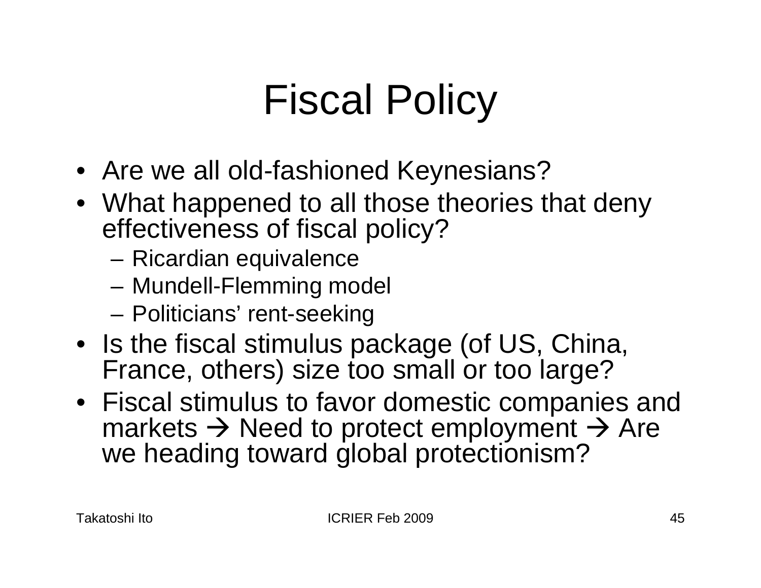# Fiscal Policy

- Are we all old-fashioned Keynesians?
- What happened to all those theories that deny effectiveness of fiscal policy?
  - Ricardian equivalence
  - Mundell-Flemming model
  - Politicians' rent-seeking
- Is the fiscal stimulus package (of US, China, France, others) size too small or too large?
- Fiscal stimulus to favor domestic companies and markets → Need to protect employment → Are we heading toward global protectionism?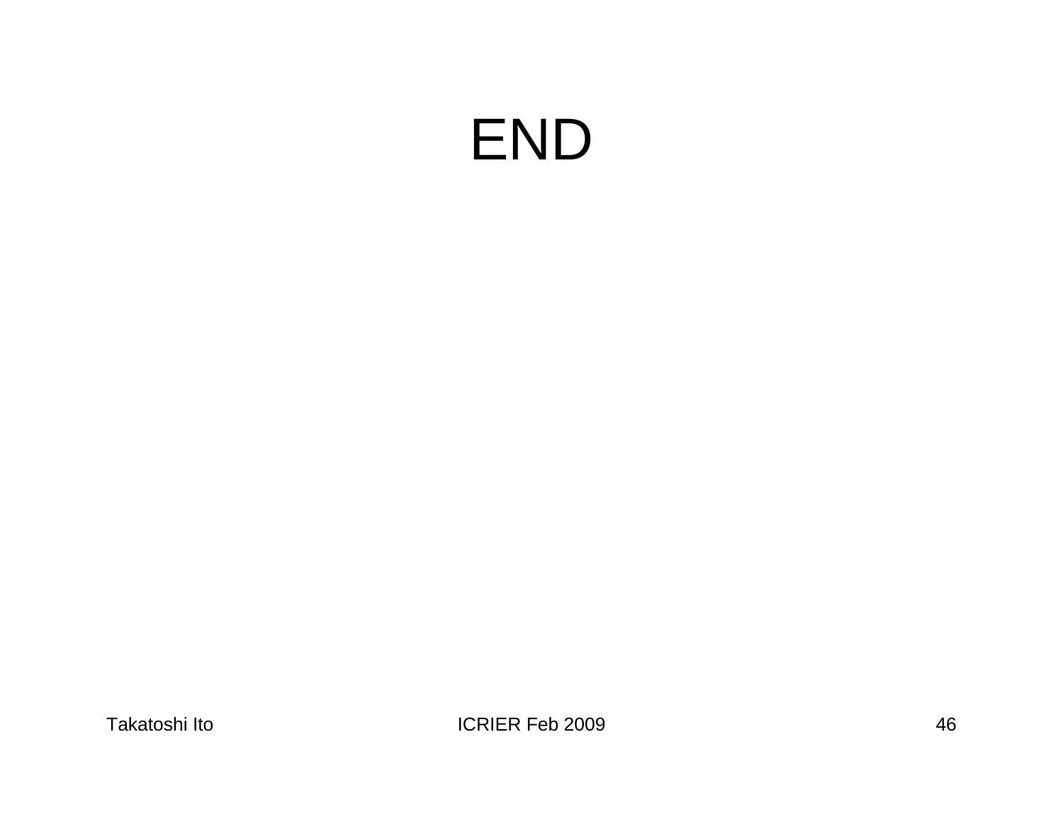# END